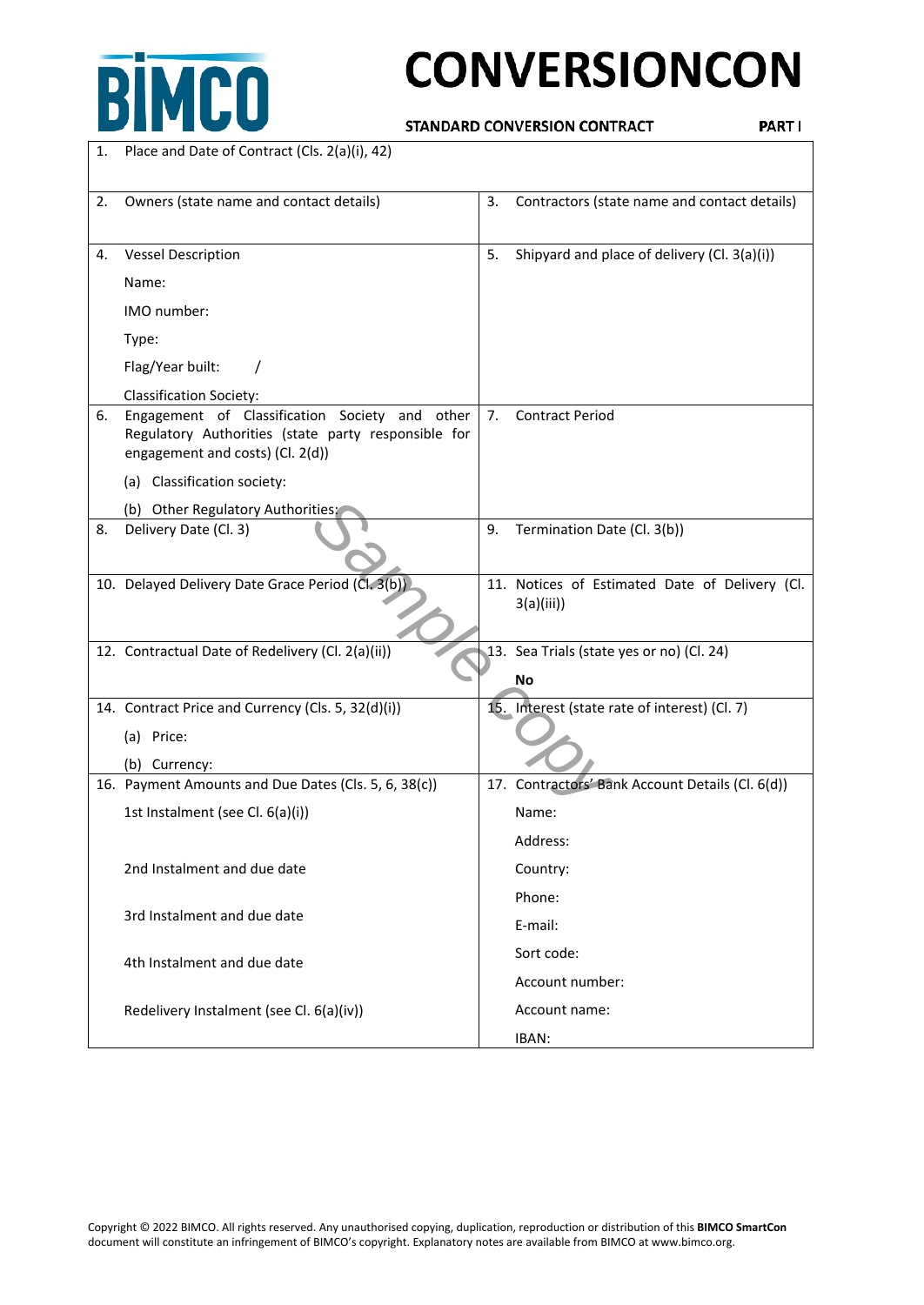# CONVERSIONCON

**STANDARD CONVERSION CONTRACT** **PART I**

| | |
|---|---|
| 1. Place and Date of Contract (Cls. 2(a)(i), 42) | |
| 2. Owners (state name and contact details) | 3. Contractors (state name and contact details) |
| 4. Vessel Description<br>Name:<br>IMO number:<br>Type:<br>Flag/Year built: /<br>Classification Society: | 5. Shipyard and place of delivery (Cl. 3(a)(i)) |
| 6. Engagement of Classification Society and other Regulatory Authorities (state party responsible for engagement and costs) (Cl. 2(d))<br>(a) Classification society:<br>(b) Other Regulatory Authorities: | 7. Contract Period |
| 8. Delivery Date (Cl. 3) | 9. Termination Date (Cl. 3(b)) |
| 10. Delayed Delivery Date Grace Period (Cl. 3(b)) | 11. Notices of Estimated Date of Delivery (Cl. 3(a)(iii)) |
| 12. Contractual Date of Redelivery (Cl. 2(a)(ii)) | 13. Sea Trials (state yes or no) (Cl. 24)<br>**No** |
| 14. Contract Price and Currency (Cls. 5, 32(d)(i))<br>(a) Price:<br>(b) Currency: | 15. Interest (state rate of interest) (Cl. 7) |
| 16. Payment Amounts and Due Dates (Cls. 5, 6, 38(c))<br>1st Instalment (see Cl. 6(a)(i))<br>2nd Instalment and due date<br>3rd Instalment and due date<br>4th Instalment and due date<br>Redelivery Instalment (see Cl. 6(a)(iv)) | 17. Contractors' Bank Account Details (Cl. 6(d))<br>Name:<br>Address:<br>Country:<br>Phone:<br>E-mail:<br>Sort code:<br>Account number:<br>Account name:<br>IBAN: |

Copyright © 2022 BIMCO. All rights reserved. Any unauthorised copying, duplication, reproduction or distribution of this **BIMCO SmartCon** document will constitute an infringement of BIMCO's copyright. Explanatory notes are available from BIMCO at www.bimco.org.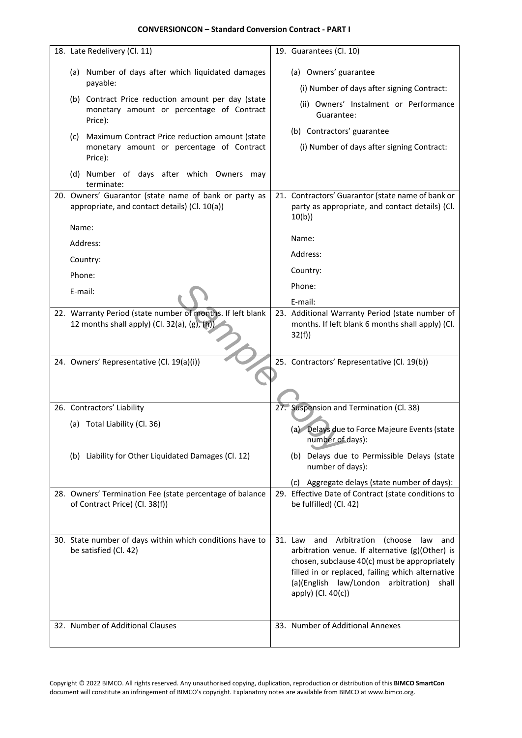**CONVERSIONCON – Standard Conversion Contract - PART I**

| | |
|---|---|
| 18. Late Redelivery (Cl. 11)<br><br>(a) Number of days after which liquidated damages payable:<br><br>(b) Contract Price reduction amount per day (state monetary amount or percentage of Contract Price):<br><br>(c) Maximum Contract Price reduction amount (state monetary amount or percentage of Contract Price):<br><br>(d) Number of days after which Owners may terminate: | 19. Guarantees (Cl. 10)<br><br>(a) Owners' guarantee<br><br>(i) Number of days after signing Contract:<br><br>(ii) Owners' Instalment or Performance Guarantee:<br><br>(b) Contractors' guarantee<br><br>(i) Number of days after signing Contract: |
| 20. Owners' Guarantor (state name of bank or party as appropriate, and contact details) (Cl. 10(a))<br><br>Name:<br><br>Address:<br><br>Country:<br><br>Phone:<br><br>E-mail: | 21. Contractors' Guarantor (state name of bank or party as appropriate, and contact details) (Cl. 10(b))<br><br>Name:<br><br>Address:<br><br>Country:<br><br>Phone:<br><br>E-mail: |
| 22. Warranty Period (state number of months. If left blank 12 months shall apply) (Cl. 32(a), (g), (h)) | 23. Additional Warranty Period (state number of months. If left blank 6 months shall apply) (Cl. 32(f)) |
| 24. Owners' Representative (Cl. 19(a)(i)) | 25. Contractors' Representative (Cl. 19(b)) |
| 26. Contractors' Liability<br><br>(a) Total Liability (Cl. 36)<br><br>(b) Liability for Other Liquidated Damages (Cl. 12) | 27. Suspension and Termination (Cl. 38)<br><br>(a) Delays due to Force Majeure Events (state number of days):<br><br>(b) Delays due to Permissible Delays (state number of days):<br><br>(c) Aggregate delays (state number of days): |
| 28. Owners' Termination Fee (state percentage of balance of Contract Price) (Cl. 38(f)) | 29. Effective Date of Contract (state conditions to be fulfilled) (Cl. 42) |
| 30. State number of days within which conditions have to be satisfied (Cl. 42) | 31. Law and Arbitration (choose law and arbitration venue. If alternative (g)(Other) is chosen, subclause 40(c) must be appropriately filled in or replaced, failing which alternative (a)(English law/London arbitration) shall apply) (Cl. 40(c)) |
| 32. Number of Additional Clauses | 33. Number of Additional Annexes |

Copyright © 2022 BIMCO. All rights reserved. Any unauthorised copying, duplication, reproduction or distribution of this **BIMCO SmartCon** document will constitute an infringement of BIMCO's copyright. Explanatory notes are available from BIMCO at www.bimco.org.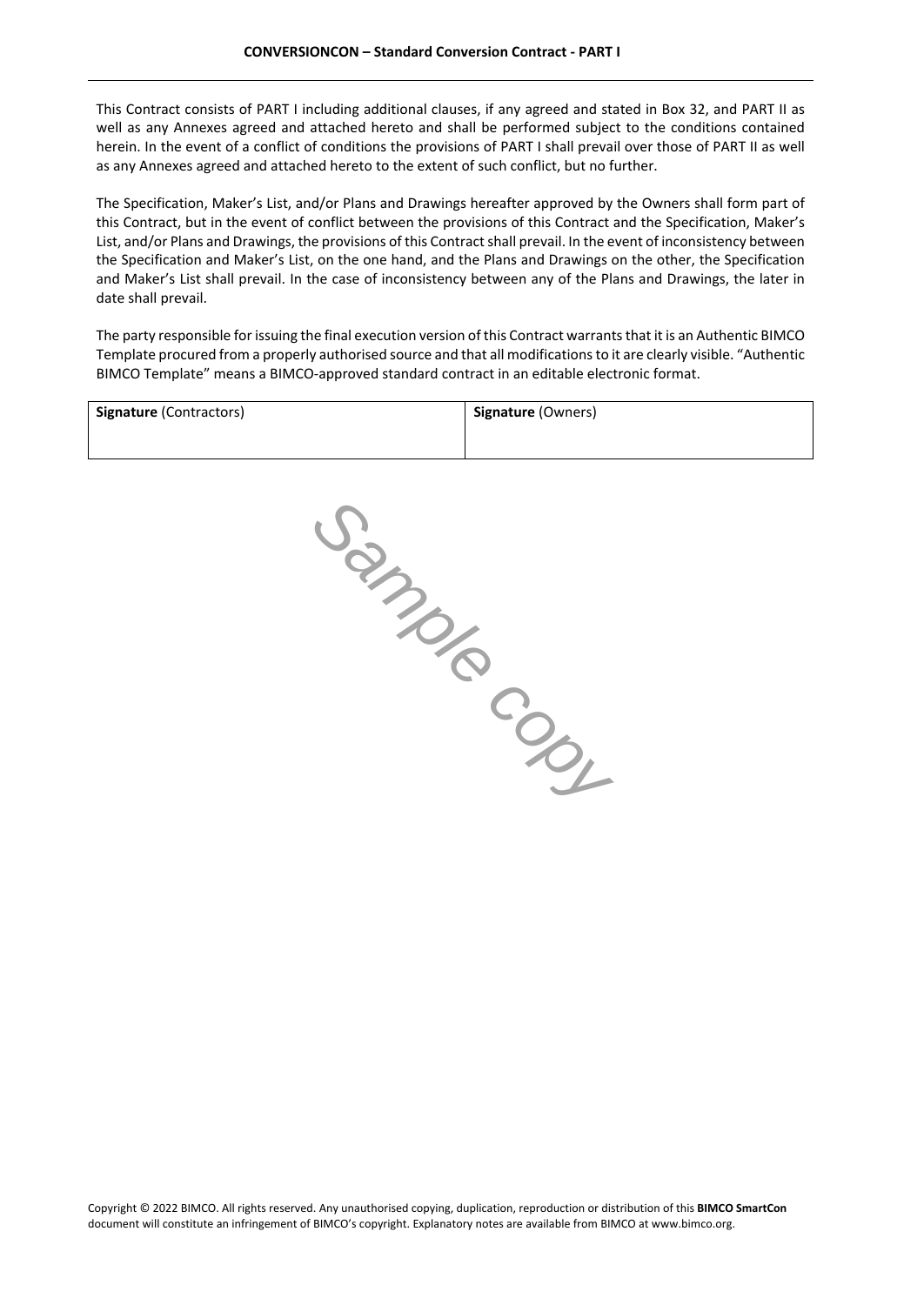This Contract consists of PART I including additional clauses, if any agreed and stated in Box 32, and PART II as well as any Annexes agreed and attached hereto and shall be performed subject to the conditions contained herein. In the event of a conflict of conditions the provisions of PART I shall prevail over those of PART II as well as any Annexes agreed and attached hereto to the extent of such conflict, but no further.

The Specification, Maker's List, and/or Plans and Drawings hereafter approved by the Owners shall form part of this Contract, but in the event of conflict between the provisions of this Contract and the Specification, Maker's List, and/or Plans and Drawings, the provisions of this Contract shall prevail. In the event of inconsistency between the Specification and Maker's List, on the one hand, and the Plans and Drawings on the other, the Specification and Maker's List shall prevail. In the case of inconsistency between any of the Plans and Drawings, the later in date shall prevail.

The party responsible for issuing the final execution version of this Contract warrants that it is an Authentic BIMCO Template procured from a properly authorised source and that all modifications to it are clearly visible. "Authentic BIMCO Template" means a BIMCO-approved standard contract in an editable electronic format.

| **Signature** (Contractors) | **Signature** (Owners) |
| --- | --- |
| | |

Sample copy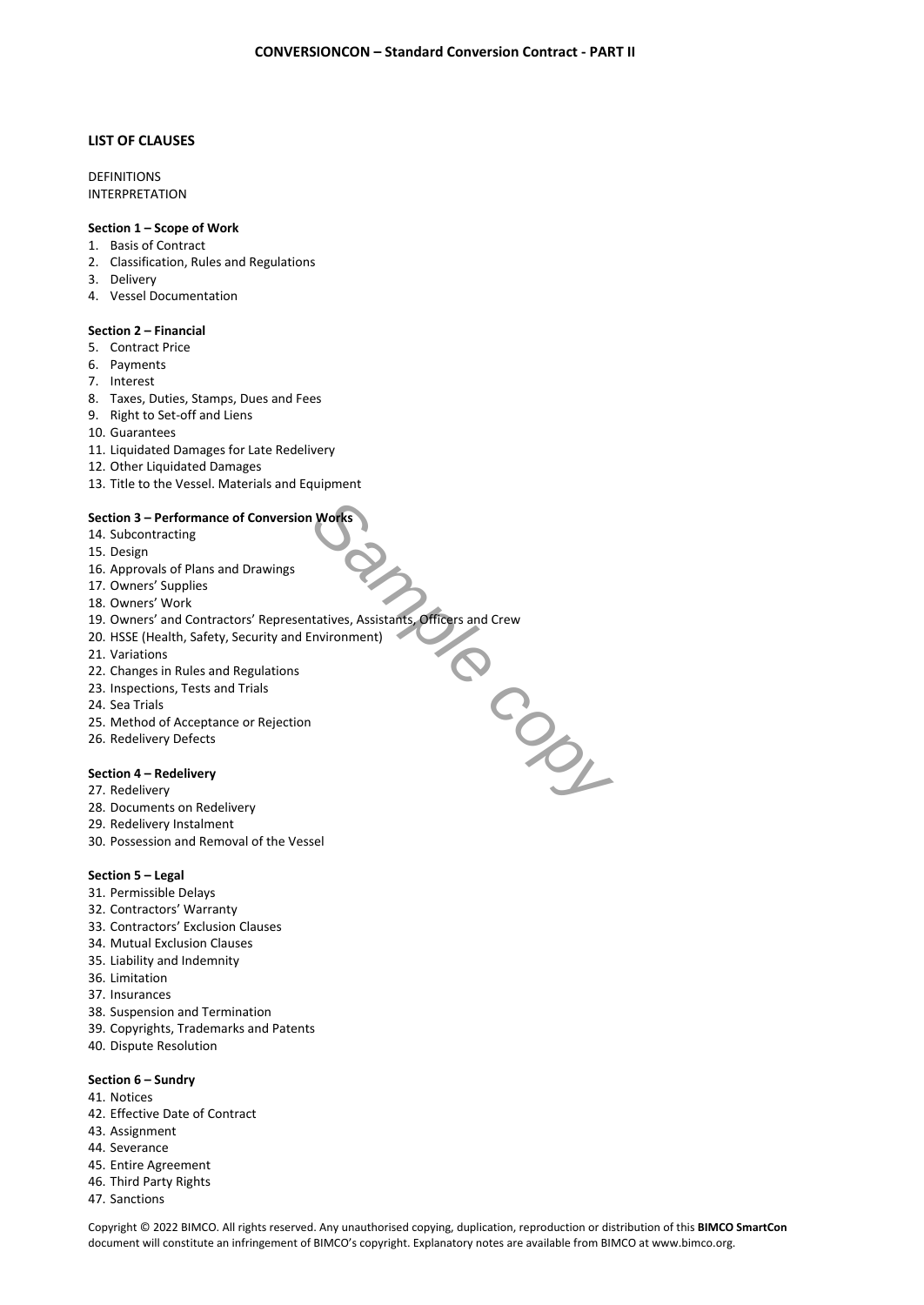## LIST OF CLAUSES

DEFINITIONS
INTERPRETATION

**Section 1 – Scope of Work**

1. Basis of Contract
2. Classification, Rules and Regulations
3. Delivery
4. Vessel Documentation

**Section 2 – Financial**

5. Contract Price
6. Payments
7. Interest
8. Taxes, Duties, Stamps, Dues and Fees
9. Right to Set-off and Liens
10. Guarantees
11. Liquidated Damages for Late Redelivery
12. Other Liquidated Damages
13. Title to the Vessel. Materials and Equipment

**Section 3 – Performance of Conversion Works**

14. Subcontracting
15. Design
16. Approvals of Plans and Drawings
17. Owners' Supplies
18. Owners' Work
19. Owners' and Contractors' Representatives, Assistants, Officers and Crew
20. HSSE (Health, Safety, Security and Environment)
21. Variations
22. Changes in Rules and Regulations
23. Inspections, Tests and Trials
24. Sea Trials
25. Method of Acceptance or Rejection
26. Redelivery Defects

**Section 4 – Redelivery**

27. Redelivery
28. Documents on Redelivery
29. Redelivery Instalment
30. Possession and Removal of the Vessel

**Section 5 – Legal**

31. Permissible Delays
32. Contractors' Warranty
33. Contractors' Exclusion Clauses
34. Mutual Exclusion Clauses
35. Liability and Indemnity
36. Limitation
37. Insurances
38. Suspension and Termination
39. Copyrights, Trademarks and Patents
40. Dispute Resolution

**Section 6 – Sundry**

41. Notices
42. Effective Date of Contract
43. Assignment
44. Severance
45. Entire Agreement
46. Third Party Rights
47. Sanctions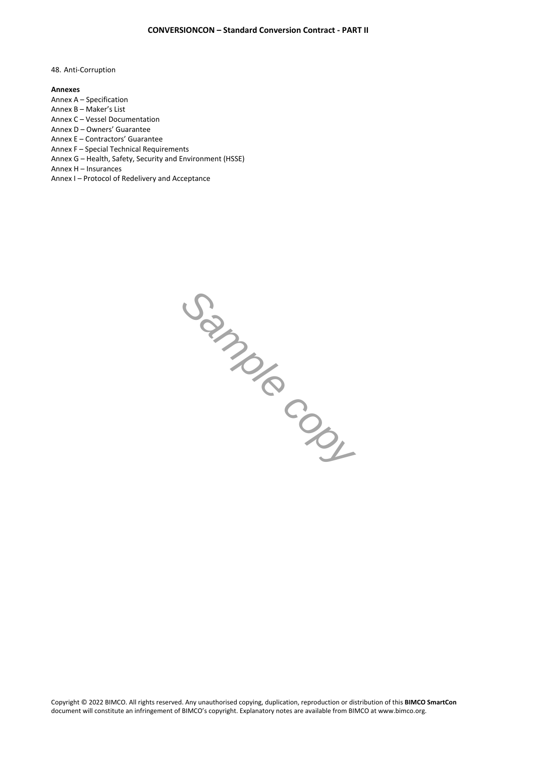48. Anti-Corruption

**Annexes**

Annex A – Specification
Annex B – Maker's List
Annex C – Vessel Documentation
Annex D – Owners' Guarantee
Annex E – Contractors' Guarantee
Annex F – Special Technical Requirements
Annex G – Health, Safety, Security and Environment (HSSE)
Annex H – Insurances
Annex I – Protocol of Redelivery and Acceptance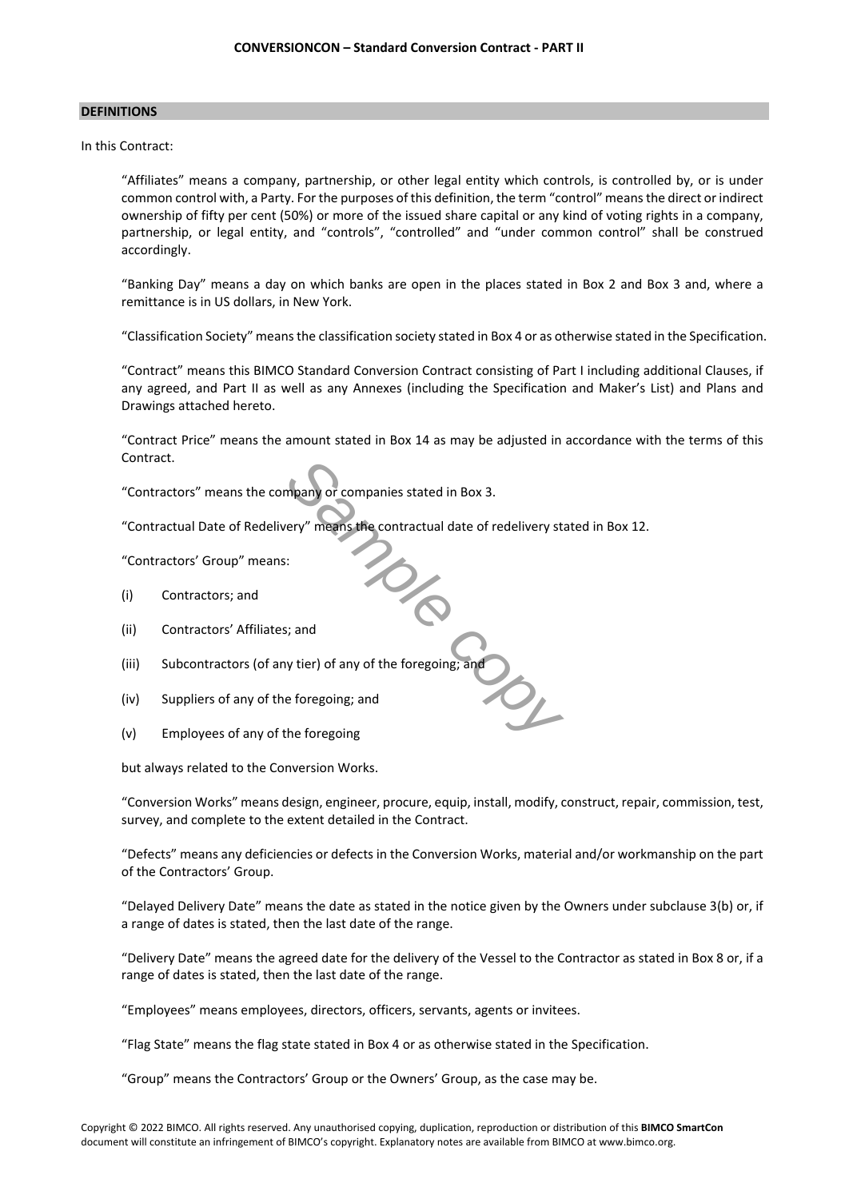## DEFINITIONS

In this Contract:

"Affiliates" means a company, partnership, or other legal entity which controls, is controlled by, or is under common control with, a Party. For the purposes of this definition, the term "control" means the direct or indirect ownership of fifty per cent (50%) or more of the issued share capital or any kind of voting rights in a company, partnership, or legal entity, and "controls", "controlled" and "under common control" shall be construed accordingly.

"Banking Day" means a day on which banks are open in the places stated in Box 2 and Box 3 and, where a remittance is in US dollars, in New York.

"Classification Society" means the classification society stated in Box 4 or as otherwise stated in the Specification.

"Contract" means this BIMCO Standard Conversion Contract consisting of Part I including additional Clauses, if any agreed, and Part II as well as any Annexes (including the Specification and Maker's List) and Plans and Drawings attached hereto.

"Contract Price" means the amount stated in Box 14 as may be adjusted in accordance with the terms of this Contract.

"Contractors" means the company or companies stated in Box 3.

"Contractual Date of Redelivery" means the contractual date of redelivery stated in Box 12.

"Contractors' Group" means:

(i) Contractors; and

(ii) Contractors' Affiliates; and

(iii) Subcontractors (of any tier) of any of the foregoing; and

(iv) Suppliers of any of the foregoing; and

(v) Employees of any of the foregoing

but always related to the Conversion Works.

"Conversion Works" means design, engineer, procure, equip, install, modify, construct, repair, commission, test, survey, and complete to the extent detailed in the Contract.

"Defects" means any deficiencies or defects in the Conversion Works, material and/or workmanship on the part of the Contractors' Group.

"Delayed Delivery Date" means the date as stated in the notice given by the Owners under subclause 3(b) or, if a range of dates is stated, then the last date of the range.

"Delivery Date" means the agreed date for the delivery of the Vessel to the Contractor as stated in Box 8 or, if a range of dates is stated, then the last date of the range.

"Employees" means employees, directors, officers, servants, agents or invitees.

"Flag State" means the flag state stated in Box 4 or as otherwise stated in the Specification.

"Group" means the Contractors' Group or the Owners' Group, as the case may be.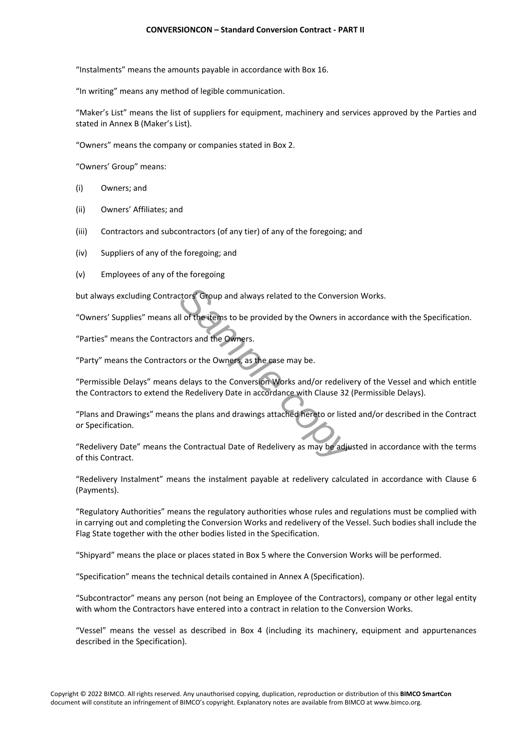"Instalments" means the amounts payable in accordance with Box 16.

"In writing" means any method of legible communication.

"Maker's List" means the list of suppliers for equipment, machinery and services approved by the Parties and stated in Annex B (Maker's List).

"Owners" means the company or companies stated in Box 2.

"Owners' Group" means:

(i) Owners; and

(ii) Owners' Affiliates; and

(iii) Contractors and subcontractors (of any tier) of any of the foregoing; and

(iv) Suppliers of any of the foregoing; and

(v) Employees of any of the foregoing

but always excluding Contractors' Group and always related to the Conversion Works.

"Owners' Supplies" means all of the items to be provided by the Owners in accordance with the Specification.

"Parties" means the Contractors and the Owners.

"Party" means the Contractors or the Owners, as the case may be.

"Permissible Delays" means delays to the Conversion Works and/or redelivery of the Vessel and which entitle the Contractors to extend the Redelivery Date in accordance with Clause 32 (Permissible Delays).

"Plans and Drawings" means the plans and drawings attached hereto or listed and/or described in the Contract or Specification.

"Redelivery Date" means the Contractual Date of Redelivery as may be adjusted in accordance with the terms of this Contract.

"Redelivery Instalment" means the instalment payable at redelivery calculated in accordance with Clause 6 (Payments).

"Regulatory Authorities" means the regulatory authorities whose rules and regulations must be complied with in carrying out and completing the Conversion Works and redelivery of the Vessel. Such bodies shall include the Flag State together with the other bodies listed in the Specification.

"Shipyard" means the place or places stated in Box 5 where the Conversion Works will be performed.

"Specification" means the technical details contained in Annex A (Specification).

"Subcontractor" means any person (not being an Employee of the Contractors), company or other legal entity with whom the Contractors have entered into a contract in relation to the Conversion Works.

"Vessel" means the vessel as described in Box 4 (including its machinery, equipment and appurtenances described in the Specification).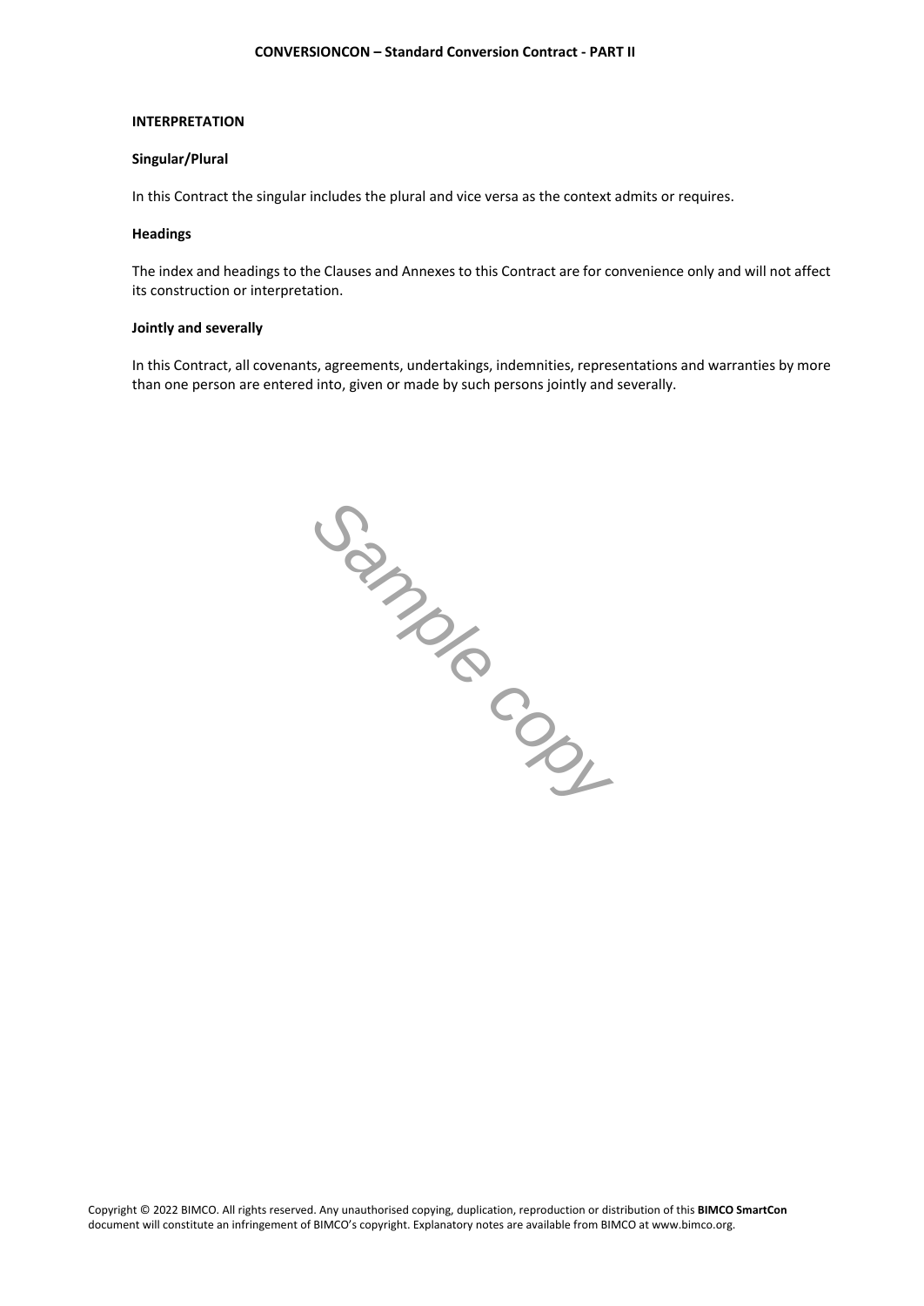## INTERPRETATION

### Singular/Plural

In this Contract the singular includes the plural and vice versa as the context admits or requires.

### Headings

The index and headings to the Clauses and Annexes to this Contract are for convenience only and will not affect its construction or interpretation.

### Jointly and severally

In this Contract, all covenants, agreements, undertakings, indemnities, representations and warranties by more than one person are entered into, given or made by such persons jointly and severally.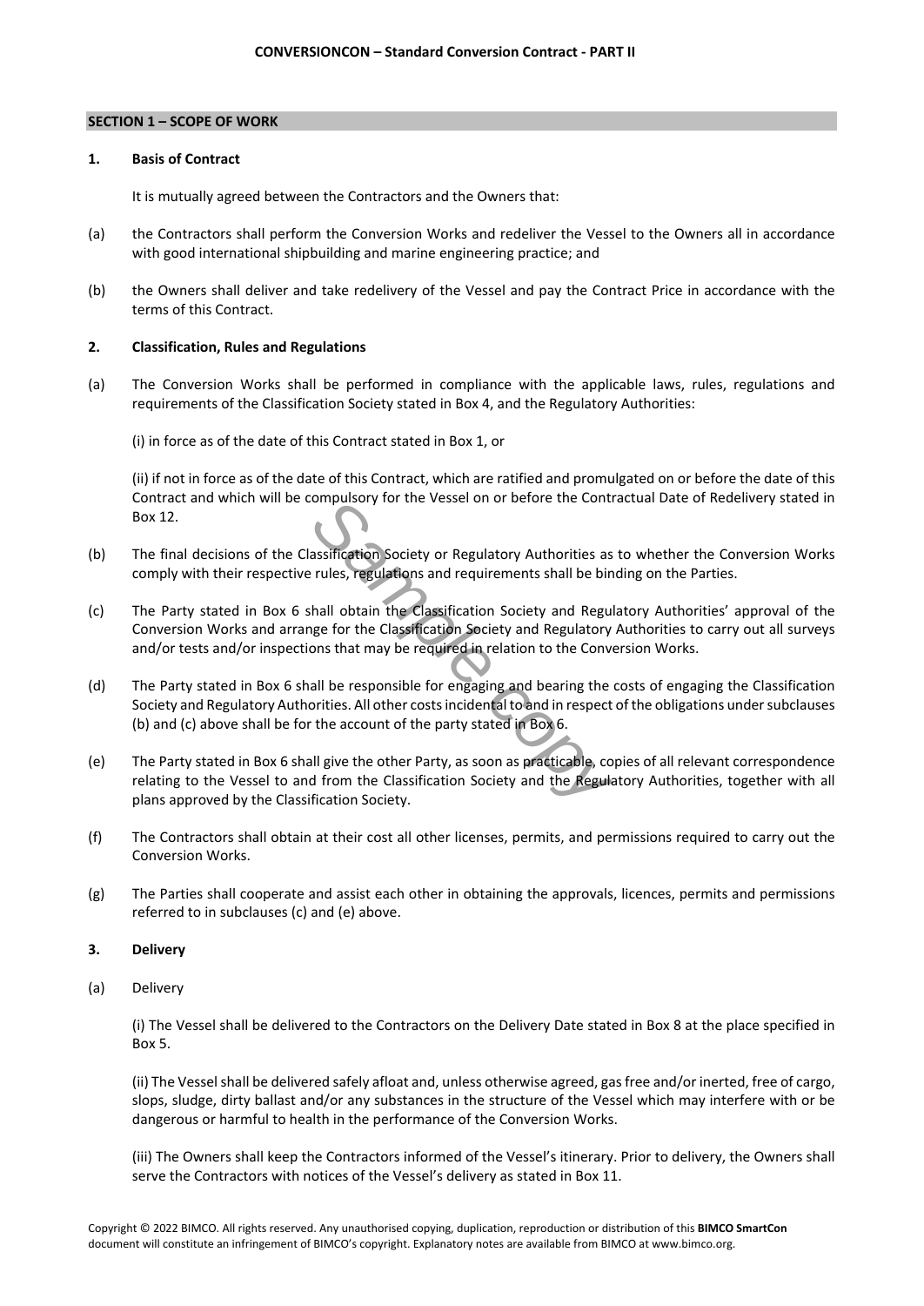## SECTION 1 – SCOPE OF WORK

### 1. Basis of Contract

It is mutually agreed between the Contractors and the Owners that:

(a) the Contractors shall perform the Conversion Works and redeliver the Vessel to the Owners all in accordance with good international shipbuilding and marine engineering practice; and

(b) the Owners shall deliver and take redelivery of the Vessel and pay the Contract Price in accordance with the terms of this Contract.

### 2. Classification, Rules and Regulations

(a) The Conversion Works shall be performed in compliance with the applicable laws, rules, regulations and requirements of the Classification Society stated in Box 4, and the Regulatory Authorities:

(i) in force as of the date of this Contract stated in Box 1, or

(ii) if not in force as of the date of this Contract, which are ratified and promulgated on or before the date of this Contract and which will be compulsory for the Vessel on or before the Contractual Date of Redelivery stated in Box 12.

(b) The final decisions of the Classification Society or Regulatory Authorities as to whether the Conversion Works comply with their respective rules, regulations and requirements shall be binding on the Parties.

(c) The Party stated in Box 6 shall obtain the Classification Society and Regulatory Authorities' approval of the Conversion Works and arrange for the Classification Society and Regulatory Authorities to carry out all surveys and/or tests and/or inspections that may be required in relation to the Conversion Works.

(d) The Party stated in Box 6 shall be responsible for engaging and bearing the costs of engaging the Classification Society and Regulatory Authorities. All other costs incidental to and in respect of the obligations under subclauses (b) and (c) above shall be for the account of the party stated in Box 6.

(e) The Party stated in Box 6 shall give the other Party, as soon as practicable, copies of all relevant correspondence relating to the Vessel to and from the Classification Society and the Regulatory Authorities, together with all plans approved by the Classification Society.

(f) The Contractors shall obtain at their cost all other licenses, permits, and permissions required to carry out the Conversion Works.

(g) The Parties shall cooperate and assist each other in obtaining the approvals, licences, permits and permissions referred to in subclauses (c) and (e) above.

### 3. Delivery

(a) Delivery

(i) The Vessel shall be delivered to the Contractors on the Delivery Date stated in Box 8 at the place specified in Box 5.

(ii) The Vessel shall be delivered safely afloat and, unless otherwise agreed, gas free and/or inerted, free of cargo, slops, sludge, dirty ballast and/or any substances in the structure of the Vessel which may interfere with or be dangerous or harmful to health in the performance of the Conversion Works.

(iii) The Owners shall keep the Contractors informed of the Vessel's itinerary. Prior to delivery, the Owners shall serve the Contractors with notices of the Vessel's delivery as stated in Box 11.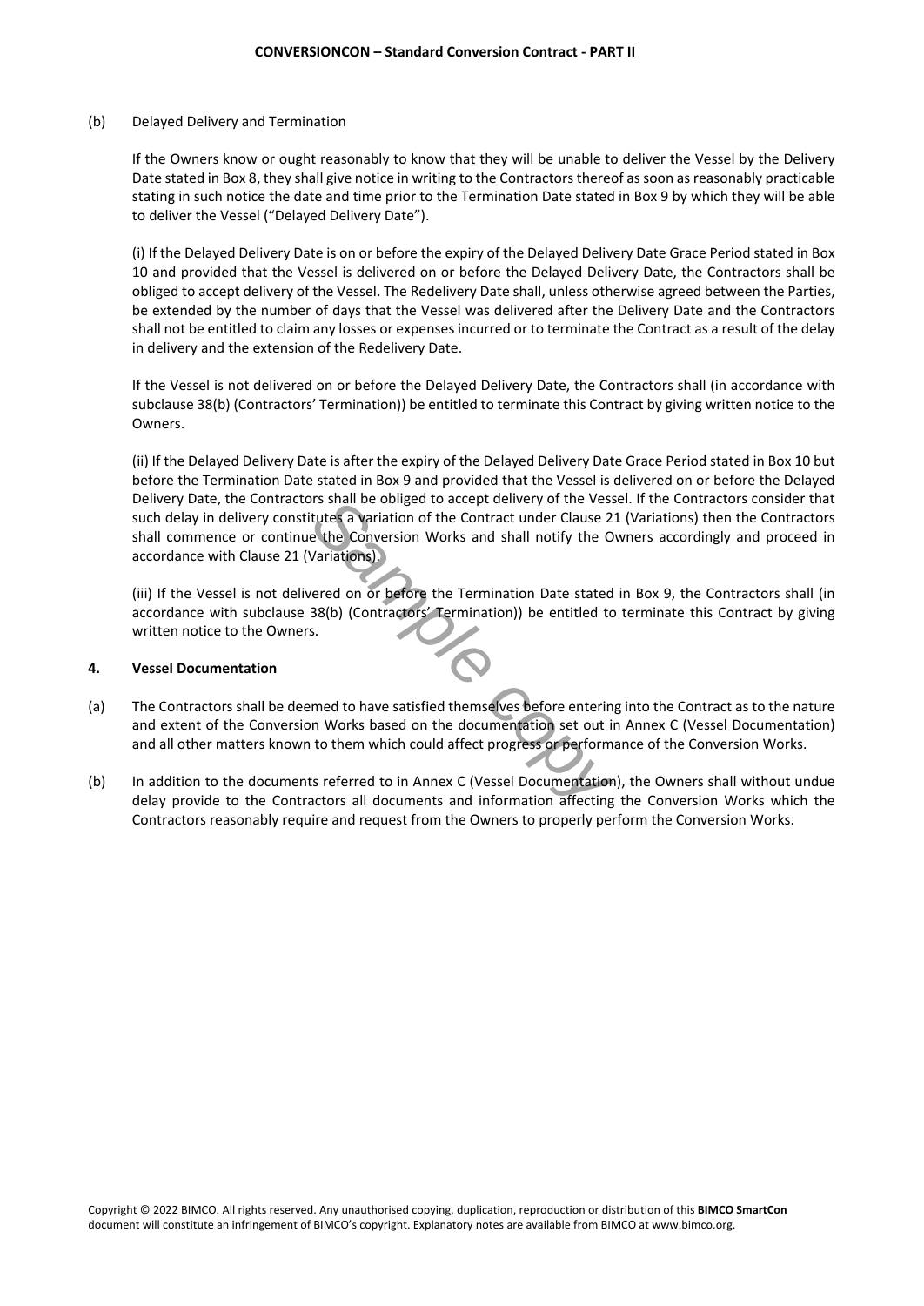(b) Delayed Delivery and Termination

If the Owners know or ought reasonably to know that they will be unable to deliver the Vessel by the Delivery Date stated in Box 8, they shall give notice in writing to the Contractors thereof as soon as reasonably practicable stating in such notice the date and time prior to the Termination Date stated in Box 9 by which they will be able to deliver the Vessel ("Delayed Delivery Date").

(i) If the Delayed Delivery Date is on or before the expiry of the Delayed Delivery Date Grace Period stated in Box 10 and provided that the Vessel is delivered on or before the Delayed Delivery Date, the Contractors shall be obliged to accept delivery of the Vessel. The Redelivery Date shall, unless otherwise agreed between the Parties, be extended by the number of days that the Vessel was delivered after the Delivery Date and the Contractors shall not be entitled to claim any losses or expenses incurred or to terminate the Contract as a result of the delay in delivery and the extension of the Redelivery Date.

If the Vessel is not delivered on or before the Delayed Delivery Date, the Contractors shall (in accordance with subclause 38(b) (Contractors' Termination)) be entitled to terminate this Contract by giving written notice to the Owners.

(ii) If the Delayed Delivery Date is after the expiry of the Delayed Delivery Date Grace Period stated in Box 10 but before the Termination Date stated in Box 9 and provided that the Vessel is delivered on or before the Delayed Delivery Date, the Contractors shall be obliged to accept delivery of the Vessel. If the Contractors consider that such delay in delivery constitutes a variation of the Contract under Clause 21 (Variations) then the Contractors shall commence or continue the Conversion Works and shall notify the Owners accordingly and proceed in accordance with Clause 21 (Variations).

(iii) If the Vessel is not delivered on or before the Termination Date stated in Box 9, the Contractors shall (in accordance with subclause 38(b) (Contractors' Termination)) be entitled to terminate this Contract by giving written notice to the Owners.

**4. Vessel Documentation**

(a) The Contractors shall be deemed to have satisfied themselves before entering into the Contract as to the nature and extent of the Conversion Works based on the documentation set out in Annex C (Vessel Documentation) and all other matters known to them which could affect progress or performance of the Conversion Works.

(b) In addition to the documents referred to in Annex C (Vessel Documentation), the Owners shall without undue delay provide to the Contractors all documents and information affecting the Conversion Works which the Contractors reasonably require and request from the Owners to properly perform the Conversion Works.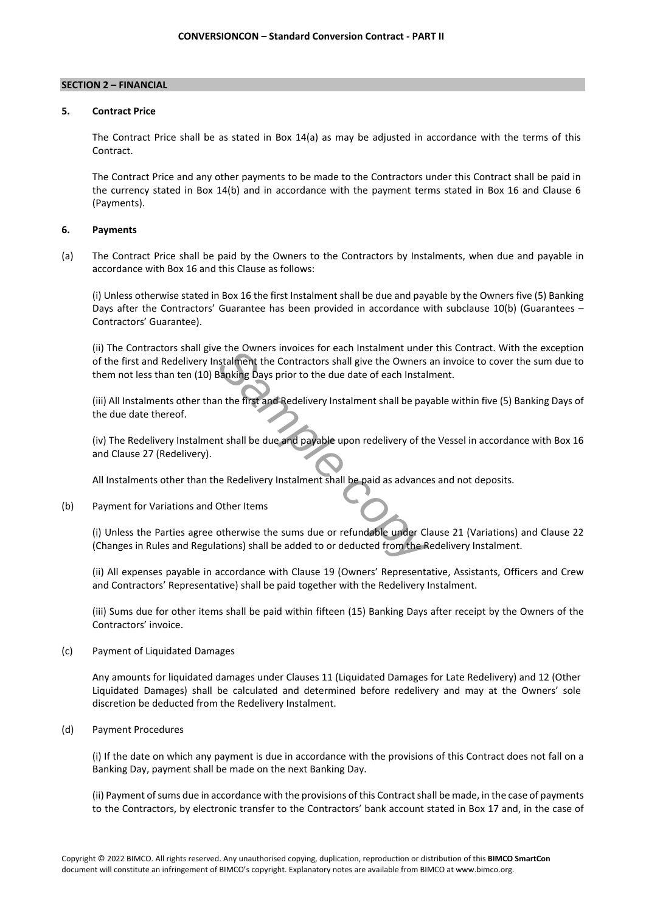## SECTION 2 – FINANCIAL

### 5. Contract Price

The Contract Price shall be as stated in Box 14(a) as may be adjusted in accordance with the terms of this Contract.

The Contract Price and any other payments to be made to the Contractors under this Contract shall be paid in the currency stated in Box 14(b) and in accordance with the payment terms stated in Box 16 and Clause 6 (Payments).

### 6. Payments

(a) The Contract Price shall be paid by the Owners to the Contractors by Instalments, when due and payable in accordance with Box 16 and this Clause as follows:

(i) Unless otherwise stated in Box 16 the first Instalment shall be due and payable by the Owners five (5) Banking Days after the Contractors' Guarantee has been provided in accordance with subclause 10(b) (Guarantees – Contractors' Guarantee).

(ii) The Contractors shall give the Owners invoices for each Instalment under this Contract. With the exception of the first and Redelivery Instalment the Contractors shall give the Owners an invoice to cover the sum due to them not less than ten (10) Banking Days prior to the due date of each Instalment.

(iii) All Instalments other than the first and Redelivery Instalment shall be payable within five (5) Banking Days of the due date thereof.

(iv) The Redelivery Instalment shall be due and payable upon redelivery of the Vessel in accordance with Box 16 and Clause 27 (Redelivery).

All Instalments other than the Redelivery Instalment shall be paid as advances and not deposits.

(b) Payment for Variations and Other Items

(i) Unless the Parties agree otherwise the sums due or refundable under Clause 21 (Variations) and Clause 22 (Changes in Rules and Regulations) shall be added to or deducted from the Redelivery Instalment.

(ii) All expenses payable in accordance with Clause 19 (Owners' Representative, Assistants, Officers and Crew and Contractors' Representative) shall be paid together with the Redelivery Instalment.

(iii) Sums due for other items shall be paid within fifteen (15) Banking Days after receipt by the Owners of the Contractors' invoice.

(c) Payment of Liquidated Damages

Any amounts for liquidated damages under Clauses 11 (Liquidated Damages for Late Redelivery) and 12 (Other Liquidated Damages) shall be calculated and determined before redelivery and may at the Owners' sole discretion be deducted from the Redelivery Instalment.

(d) Payment Procedures

(i) If the date on which any payment is due in accordance with the provisions of this Contract does not fall on a Banking Day, payment shall be made on the next Banking Day.

(ii) Payment of sums due in accordance with the provisions of this Contract shall be made, in the case of payments to the Contractors, by electronic transfer to the Contractors' bank account stated in Box 17 and, in the case of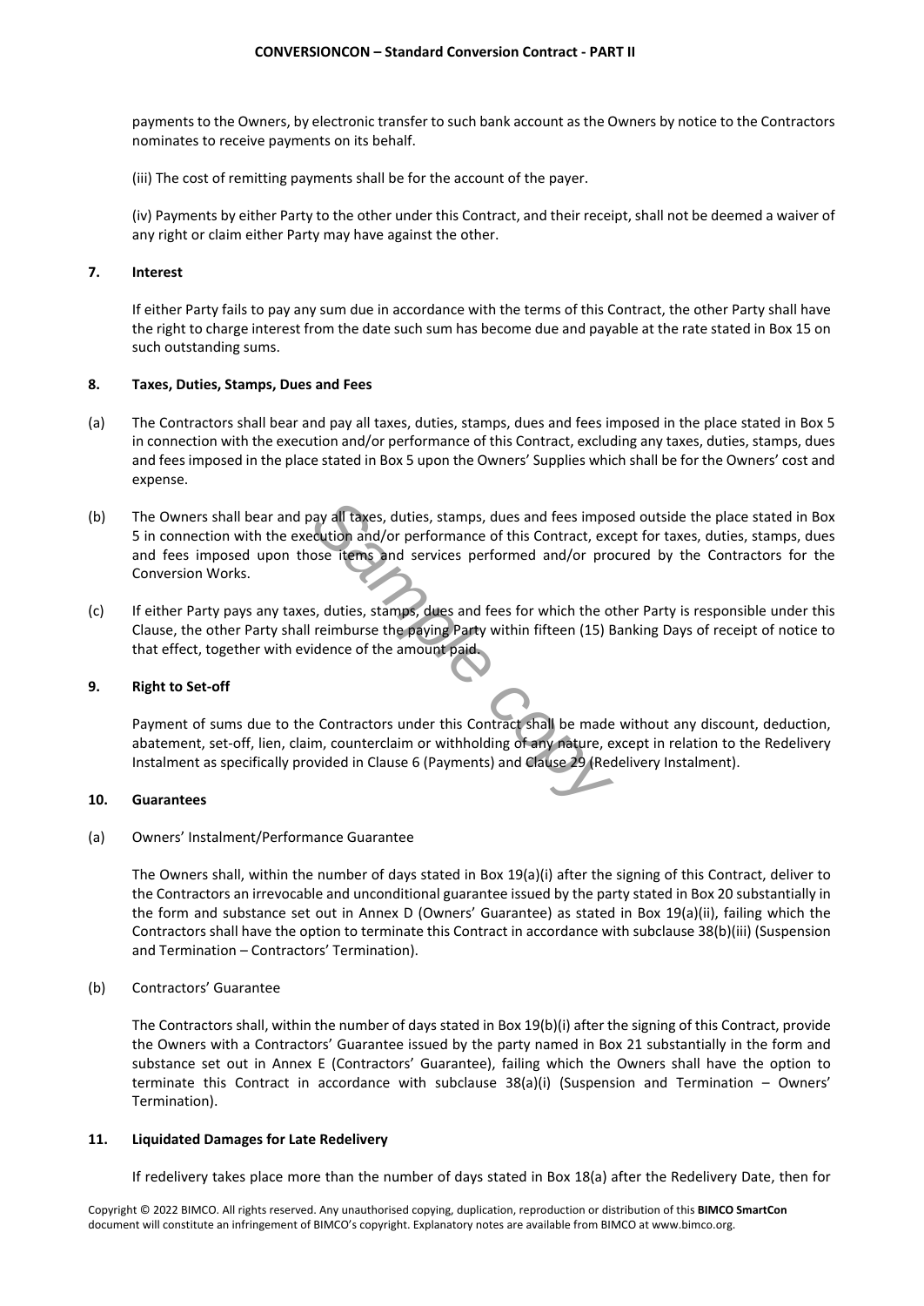payments to the Owners, by electronic transfer to such bank account as the Owners by notice to the Contractors nominates to receive payments on its behalf.

(iii) The cost of remitting payments shall be for the account of the payer.

(iv) Payments by either Party to the other under this Contract, and their receipt, shall not be deemed a waiver of any right or claim either Party may have against the other.

**7. Interest**

If either Party fails to pay any sum due in accordance with the terms of this Contract, the other Party shall have the right to charge interest from the date such sum has become due and payable at the rate stated in Box 15 on such outstanding sums.

**8. Taxes, Duties, Stamps, Dues and Fees**

(a) The Contractors shall bear and pay all taxes, duties, stamps, dues and fees imposed in the place stated in Box 5 in connection with the execution and/or performance of this Contract, excluding any taxes, duties, stamps, dues and fees imposed in the place stated in Box 5 upon the Owners' Supplies which shall be for the Owners' cost and expense.

(b) The Owners shall bear and pay all taxes, duties, stamps, dues and fees imposed outside the place stated in Box 5 in connection with the execution and/or performance of this Contract, except for taxes, duties, stamps, dues and fees imposed upon those items and services performed and/or procured by the Contractors for the Conversion Works.

(c) If either Party pays any taxes, duties, stamps, dues and fees for which the other Party is responsible under this Clause, the other Party shall reimburse the paying Party within fifteen (15) Banking Days of receipt of notice to that effect, together with evidence of the amount paid.

**9. Right to Set-off**

Payment of sums due to the Contractors under this Contract shall be made without any discount, deduction, abatement, set-off, lien, claim, counterclaim or withholding of any nature, except in relation to the Redelivery Instalment as specifically provided in Clause 6 (Payments) and Clause 29 (Redelivery Instalment).

**10. Guarantees**

(a) Owners' Instalment/Performance Guarantee

The Owners shall, within the number of days stated in Box 19(a)(i) after the signing of this Contract, deliver to the Contractors an irrevocable and unconditional guarantee issued by the party stated in Box 20 substantially in the form and substance set out in Annex D (Owners' Guarantee) as stated in Box 19(a)(ii), failing which the Contractors shall have the option to terminate this Contract in accordance with subclause 38(b)(iii) (Suspension and Termination – Contractors' Termination).

(b) Contractors' Guarantee

The Contractors shall, within the number of days stated in Box 19(b)(i) after the signing of this Contract, provide the Owners with a Contractors' Guarantee issued by the party named in Box 21 substantially in the form and substance set out in Annex E (Contractors' Guarantee), failing which the Owners shall have the option to terminate this Contract in accordance with subclause 38(a)(i) (Suspension and Termination – Owners' Termination).

**11. Liquidated Damages for Late Redelivery**

If redelivery takes place more than the number of days stated in Box 18(a) after the Redelivery Date, then for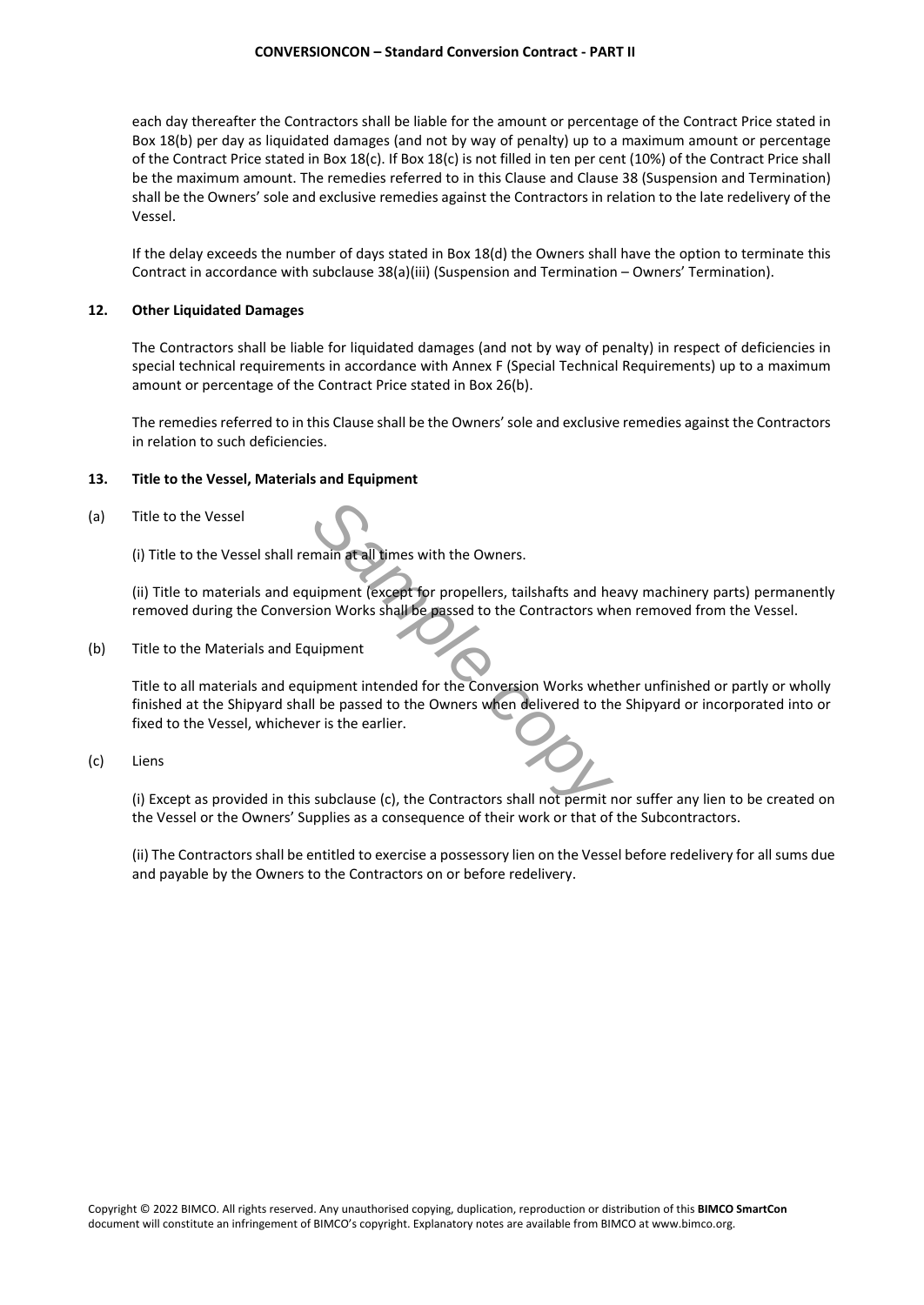each day thereafter the Contractors shall be liable for the amount or percentage of the Contract Price stated in Box 18(b) per day as liquidated damages (and not by way of penalty) up to a maximum amount or percentage of the Contract Price stated in Box 18(c). If Box 18(c) is not filled in ten per cent (10%) of the Contract Price shall be the maximum amount. The remedies referred to in this Clause and Clause 38 (Suspension and Termination) shall be the Owners' sole and exclusive remedies against the Contractors in relation to the late redelivery of the Vessel.

If the delay exceeds the number of days stated in Box 18(d) the Owners shall have the option to terminate this Contract in accordance with subclause 38(a)(iii) (Suspension and Termination – Owners' Termination).

## 12. Other Liquidated Damages

The Contractors shall be liable for liquidated damages (and not by way of penalty) in respect of deficiencies in special technical requirements in accordance with Annex F (Special Technical Requirements) up to a maximum amount or percentage of the Contract Price stated in Box 26(b).

The remedies referred to in this Clause shall be the Owners' sole and exclusive remedies against the Contractors in relation to such deficiencies.

## 13. Title to the Vessel, Materials and Equipment

(a) Title to the Vessel

(i) Title to the Vessel shall remain at all times with the Owners.

(ii) Title to materials and equipment (except for propellers, tailshafts and heavy machinery parts) permanently removed during the Conversion Works shall be passed to the Contractors when removed from the Vessel.

(b) Title to the Materials and Equipment

Title to all materials and equipment intended for the Conversion Works whether unfinished or partly or wholly finished at the Shipyard shall be passed to the Owners when delivered to the Shipyard or incorporated into or fixed to the Vessel, whichever is the earlier.

(c) Liens

(i) Except as provided in this subclause (c), the Contractors shall not permit nor suffer any lien to be created on the Vessel or the Owners' Supplies as a consequence of their work or that of the Subcontractors.

(ii) The Contractors shall be entitled to exercise a possessory lien on the Vessel before redelivery for all sums due and payable by the Owners to the Contractors on or before redelivery.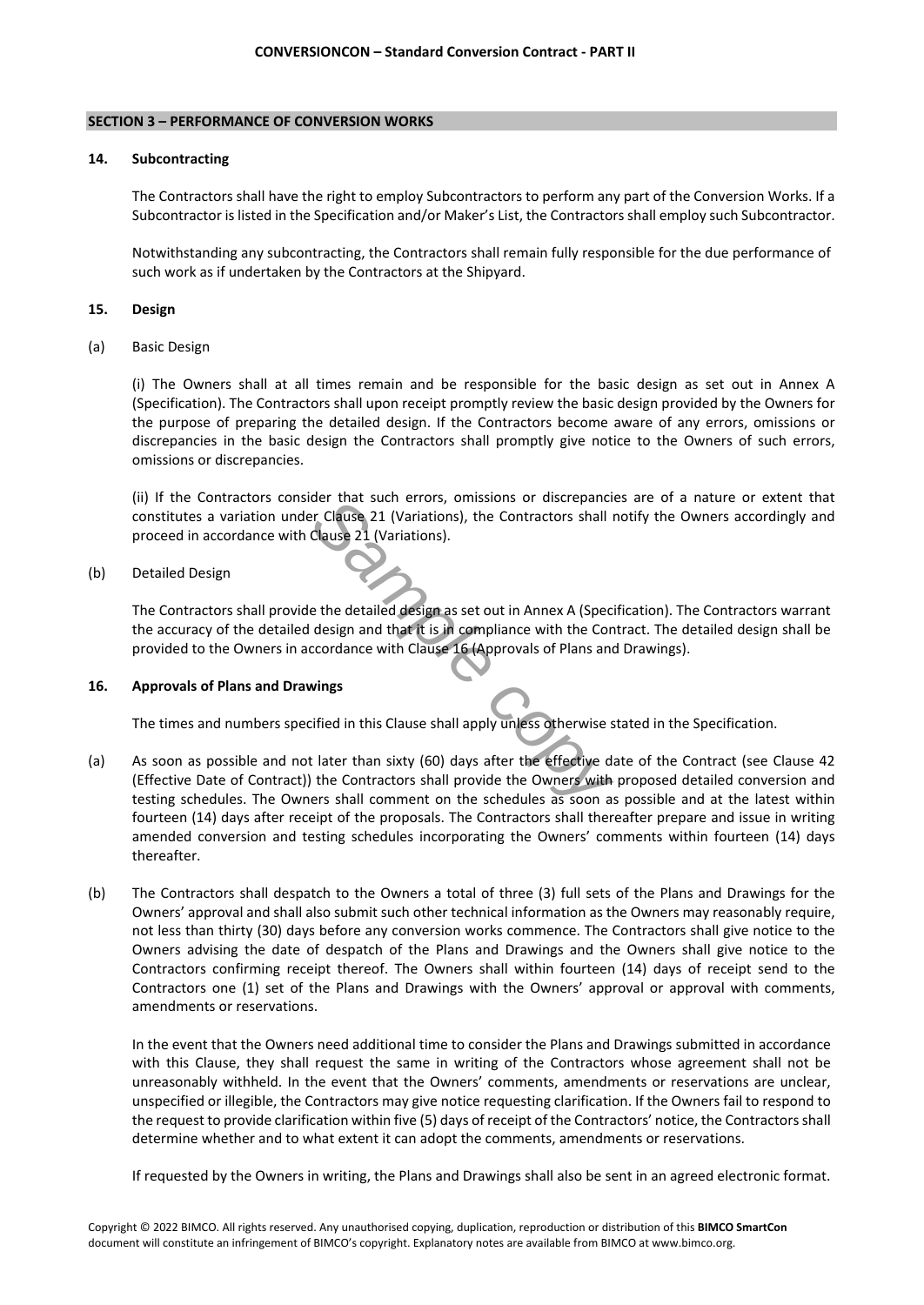## SECTION 3 – PERFORMANCE OF CONVERSION WORKS

### 14. Subcontracting

The Contractors shall have the right to employ Subcontractors to perform any part of the Conversion Works. If a Subcontractor is listed in the Specification and/or Maker's List, the Contractors shall employ such Subcontractor.

Notwithstanding any subcontracting, the Contractors shall remain fully responsible for the due performance of such work as if undertaken by the Contractors at the Shipyard.

### 15. Design

(a) Basic Design

(i) The Owners shall at all times remain and be responsible for the basic design as set out in Annex A (Specification). The Contractors shall upon receipt promptly review the basic design provided by the Owners for the purpose of preparing the detailed design. If the Contractors become aware of any errors, omissions or discrepancies in the basic design the Contractors shall promptly give notice to the Owners of such errors, omissions or discrepancies.

(ii) If the Contractors consider that such errors, omissions or discrepancies are of a nature or extent that constitutes a variation under Clause 21 (Variations), the Contractors shall notify the Owners accordingly and proceed in accordance with Clause 21 (Variations).

(b) Detailed Design

The Contractors shall provide the detailed design as set out in Annex A (Specification). The Contractors warrant the accuracy of the detailed design and that it is in compliance with the Contract. The detailed design shall be provided to the Owners in accordance with Clause 16 (Approvals of Plans and Drawings).

### 16. Approvals of Plans and Drawings

The times and numbers specified in this Clause shall apply unless otherwise stated in the Specification.

(a) As soon as possible and not later than sixty (60) days after the effective date of the Contract (see Clause 42 (Effective Date of Contract)) the Contractors shall provide the Owners with proposed detailed conversion and testing schedules. The Owners shall comment on the schedules as soon as possible and at the latest within fourteen (14) days after receipt of the proposals. The Contractors shall thereafter prepare and issue in writing amended conversion and testing schedules incorporating the Owners' comments within fourteen (14) days thereafter.

(b) The Contractors shall despatch to the Owners a total of three (3) full sets of the Plans and Drawings for the Owners' approval and shall also submit such other technical information as the Owners may reasonably require, not less than thirty (30) days before any conversion works commence. The Contractors shall give notice to the Owners advising the date of despatch of the Plans and Drawings and the Owners shall give notice to the Contractors confirming receipt thereof. The Owners shall within fourteen (14) days of receipt send to the Contractors one (1) set of the Plans and Drawings with the Owners' approval or approval with comments, amendments or reservations.

In the event that the Owners need additional time to consider the Plans and Drawings submitted in accordance with this Clause, they shall request the same in writing of the Contractors whose agreement shall not be unreasonably withheld. In the event that the Owners' comments, amendments or reservations are unclear, unspecified or illegible, the Contractors may give notice requesting clarification. If the Owners fail to respond to the request to provide clarification within five (5) days of receipt of the Contractors' notice, the Contractors shall determine whether and to what extent it can adopt the comments, amendments or reservations.

If requested by the Owners in writing, the Plans and Drawings shall also be sent in an agreed electronic format.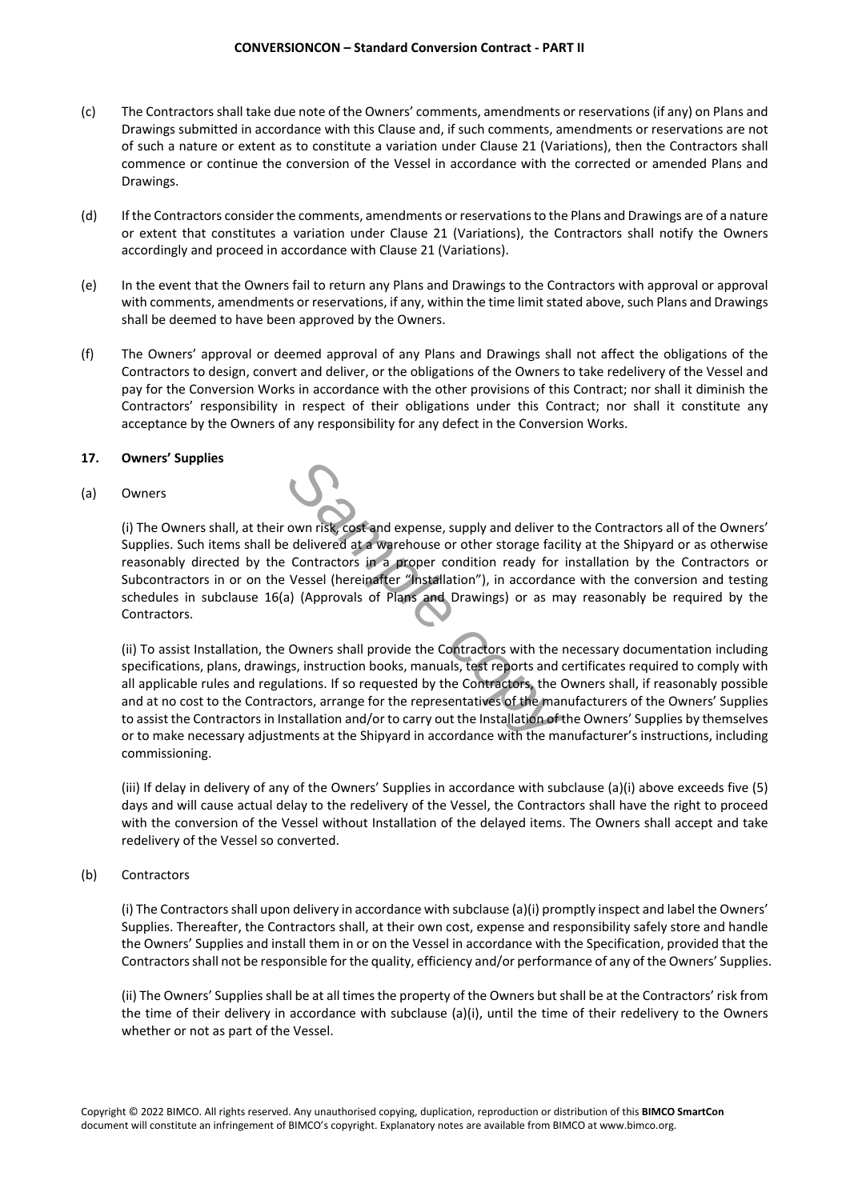(c) The Contractors shall take due note of the Owners' comments, amendments or reservations (if any) on Plans and Drawings submitted in accordance with this Clause and, if such comments, amendments or reservations are not of such a nature or extent as to constitute a variation under Clause 21 (Variations), then the Contractors shall commence or continue the conversion of the Vessel in accordance with the corrected or amended Plans and Drawings.

(d) If the Contractors consider the comments, amendments or reservations to the Plans and Drawings are of a nature or extent that constitutes a variation under Clause 21 (Variations), the Contractors shall notify the Owners accordingly and proceed in accordance with Clause 21 (Variations).

(e) In the event that the Owners fail to return any Plans and Drawings to the Contractors with approval or approval with comments, amendments or reservations, if any, within the time limit stated above, such Plans and Drawings shall be deemed to have been approved by the Owners.

(f) The Owners' approval or deemed approval of any Plans and Drawings shall not affect the obligations of the Contractors to design, convert and deliver, or the obligations of the Owners to take redelivery of the Vessel and pay for the Conversion Works in accordance with the other provisions of this Contract; nor shall it diminish the Contractors' responsibility in respect of their obligations under this Contract; nor shall it constitute any acceptance by the Owners of any responsibility for any defect in the Conversion Works.

**17. Owners' Supplies**

(a) Owners

(i) The Owners shall, at their own risk, cost and expense, supply and deliver to the Contractors all of the Owners' Supplies. Such items shall be delivered at a warehouse or other storage facility at the Shipyard or as otherwise reasonably directed by the Contractors in a proper condition ready for installation by the Contractors or Subcontractors in or on the Vessel (hereinafter "Installation"), in accordance with the conversion and testing schedules in subclause 16(a) (Approvals of Plans and Drawings) or as may reasonably be required by the Contractors.

(ii) To assist Installation, the Owners shall provide the Contractors with the necessary documentation including specifications, plans, drawings, instruction books, manuals, test reports and certificates required to comply with all applicable rules and regulations. If so requested by the Contractors, the Owners shall, if reasonably possible and at no cost to the Contractors, arrange for the representatives of the manufacturers of the Owners' Supplies to assist the Contractors in Installation and/or to carry out the Installation of the Owners' Supplies by themselves or to make necessary adjustments at the Shipyard in accordance with the manufacturer's instructions, including commissioning.

(iii) If delay in delivery of any of the Owners' Supplies in accordance with subclause (a)(i) above exceeds five (5) days and will cause actual delay to the redelivery of the Vessel, the Contractors shall have the right to proceed with the conversion of the Vessel without Installation of the delayed items. The Owners shall accept and take redelivery of the Vessel so converted.

(b) Contractors

(i) The Contractors shall upon delivery in accordance with subclause (a)(i) promptly inspect and label the Owners' Supplies. Thereafter, the Contractors shall, at their own cost, expense and responsibility safely store and handle the Owners' Supplies and install them in or on the Vessel in accordance with the Specification, provided that the Contractors shall not be responsible for the quality, efficiency and/or performance of any of the Owners' Supplies.

(ii) The Owners' Supplies shall be at all times the property of the Owners but shall be at the Contractors' risk from the time of their delivery in accordance with subclause (a)(i), until the time of their redelivery to the Owners whether or not as part of the Vessel.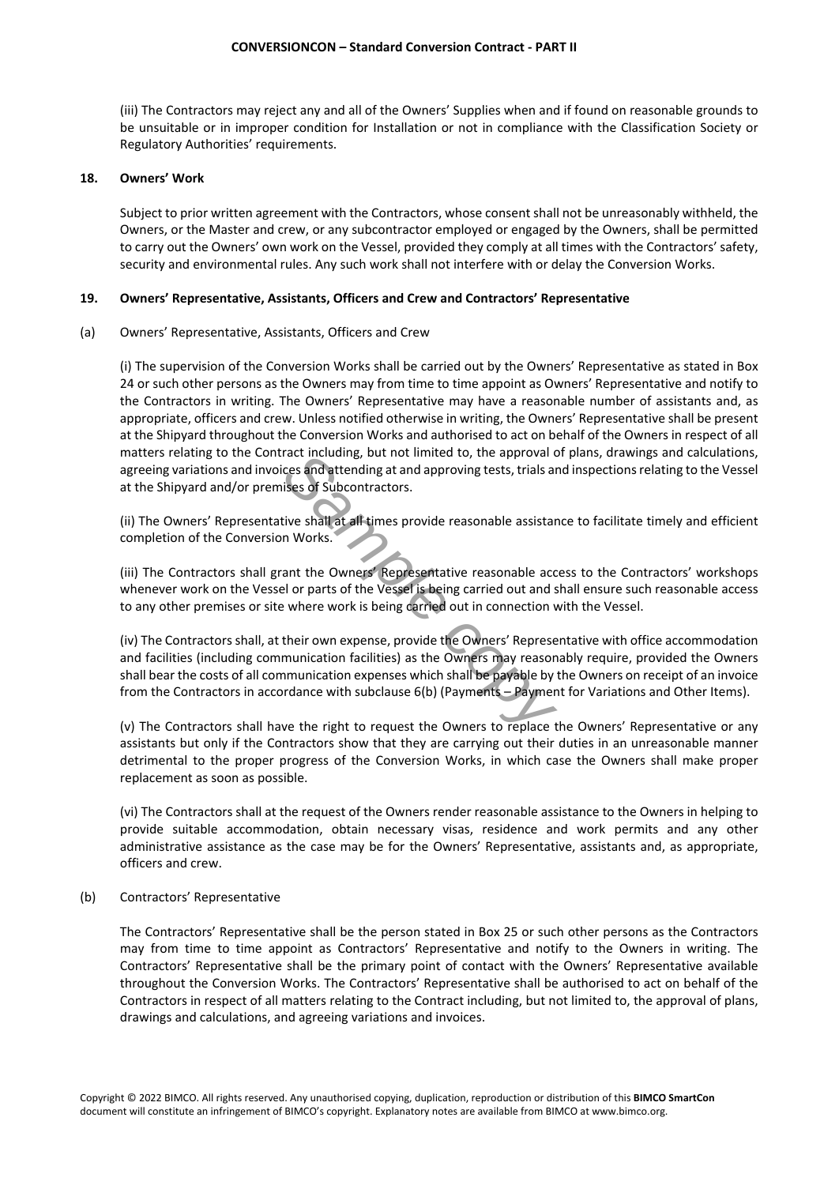(iii) The Contractors may reject any and all of the Owners' Supplies when and if found on reasonable grounds to be unsuitable or in improper condition for Installation or not in compliance with the Classification Society or Regulatory Authorities' requirements.

## 18. Owners' Work

Subject to prior written agreement with the Contractors, whose consent shall not be unreasonably withheld, the Owners, or the Master and crew, or any subcontractor employed or engaged by the Owners, shall be permitted to carry out the Owners' own work on the Vessel, provided they comply at all times with the Contractors' safety, security and environmental rules. Any such work shall not interfere with or delay the Conversion Works.

## 19. Owners' Representative, Assistants, Officers and Crew and Contractors' Representative

(a) Owners' Representative, Assistants, Officers and Crew

(i) The supervision of the Conversion Works shall be carried out by the Owners' Representative as stated in Box 24 or such other persons as the Owners may from time to time appoint as Owners' Representative and notify to the Contractors in writing. The Owners' Representative may have a reasonable number of assistants and, as appropriate, officers and crew. Unless notified otherwise in writing, the Owners' Representative shall be present at the Shipyard throughout the Conversion Works and authorised to act on behalf of the Owners in respect of all matters relating to the Contract including, but not limited to, the approval of plans, drawings and calculations, agreeing variations and invoices and attending at and approving tests, trials and inspections relating to the Vessel at the Shipyard and/or premises of Subcontractors.

(ii) The Owners' Representative shall at all times provide reasonable assistance to facilitate timely and efficient completion of the Conversion Works.

(iii) The Contractors shall grant the Owners' Representative reasonable access to the Contractors' workshops whenever work on the Vessel or parts of the Vessel is being carried out and shall ensure such reasonable access to any other premises or site where work is being carried out in connection with the Vessel.

(iv) The Contractors shall, at their own expense, provide the Owners' Representative with office accommodation and facilities (including communication facilities) as the Owners may reasonably require, provided the Owners shall bear the costs of all communication expenses which shall be payable by the Owners on receipt of an invoice from the Contractors in accordance with subclause 6(b) (Payments – Payment for Variations and Other Items).

(v) The Contractors shall have the right to request the Owners to replace the Owners' Representative or any assistants but only if the Contractors show that they are carrying out their duties in an unreasonable manner detrimental to the proper progress of the Conversion Works, in which case the Owners shall make proper replacement as soon as possible.

(vi) The Contractors shall at the request of the Owners render reasonable assistance to the Owners in helping to provide suitable accommodation, obtain necessary visas, residence and work permits and any other administrative assistance as the case may be for the Owners' Representative, assistants and, as appropriate, officers and crew.

(b) Contractors' Representative

The Contractors' Representative shall be the person stated in Box 25 or such other persons as the Contractors may from time to time appoint as Contractors' Representative and notify to the Owners in writing. The Contractors' Representative shall be the primary point of contact with the Owners' Representative available throughout the Conversion Works. The Contractors' Representative shall be authorised to act on behalf of the Contractors in respect of all matters relating to the Contract including, but not limited to, the approval of plans, drawings and calculations, and agreeing variations and invoices.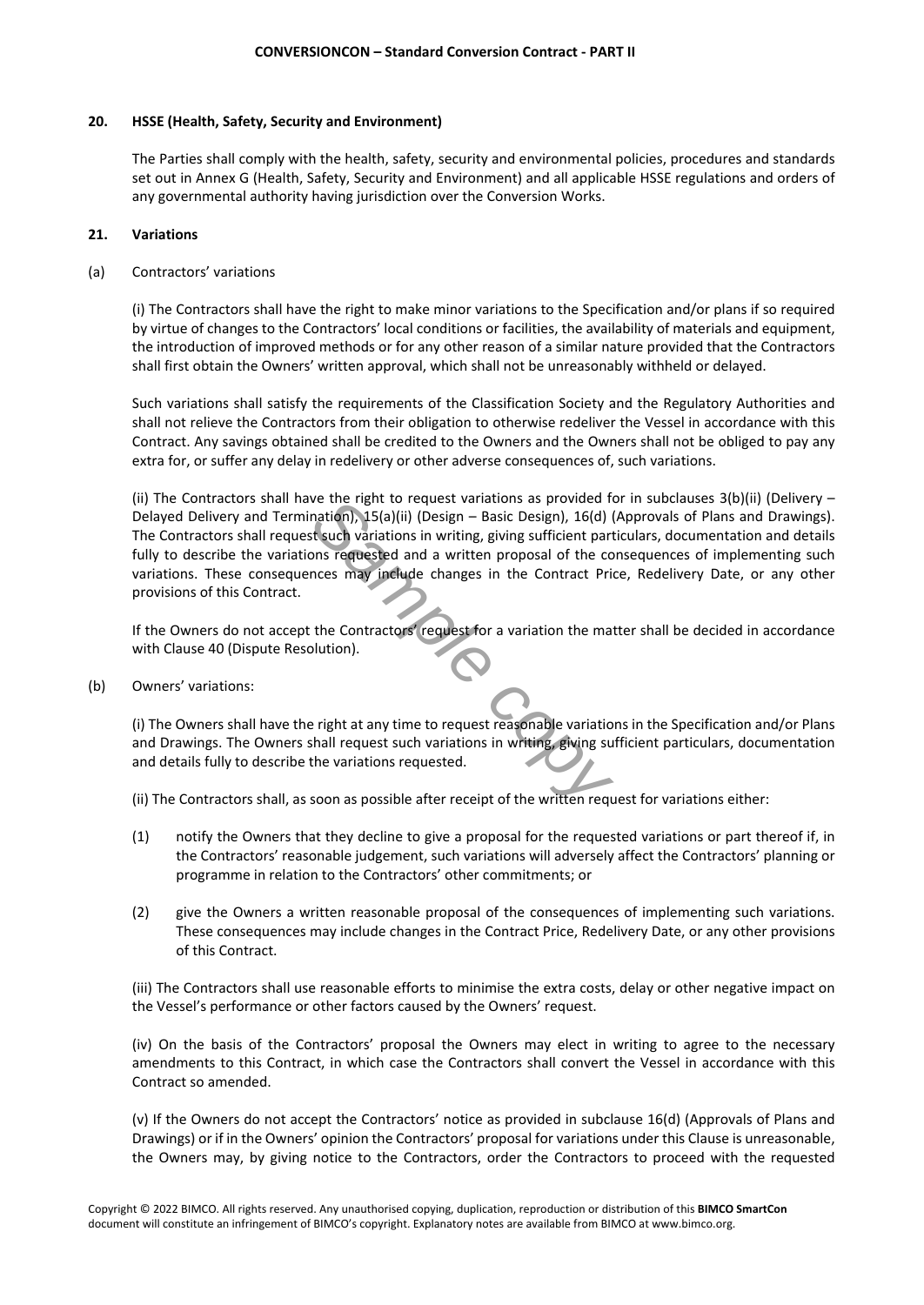## 20. HSSE (Health, Safety, Security and Environment)

The Parties shall comply with the health, safety, security and environmental policies, procedures and standards set out in Annex G (Health, Safety, Security and Environment) and all applicable HSSE regulations and orders of any governmental authority having jurisdiction over the Conversion Works.

## 21. Variations

(a) Contractors' variations

(i) The Contractors shall have the right to make minor variations to the Specification and/or plans if so required by virtue of changes to the Contractors' local conditions or facilities, the availability of materials and equipment, the introduction of improved methods or for any other reason of a similar nature provided that the Contractors shall first obtain the Owners' written approval, which shall not be unreasonably withheld or delayed.

Such variations shall satisfy the requirements of the Classification Society and the Regulatory Authorities and shall not relieve the Contractors from their obligation to otherwise redeliver the Vessel in accordance with this Contract. Any savings obtained shall be credited to the Owners and the Owners shall not be obliged to pay any extra for, or suffer any delay in redelivery or other adverse consequences of, such variations.

(ii) The Contractors shall have the right to request variations as provided for in subclauses 3(b)(ii) (Delivery – Delayed Delivery and Termination), 15(a)(ii) (Design – Basic Design), 16(d) (Approvals of Plans and Drawings). The Contractors shall request such variations in writing, giving sufficient particulars, documentation and details fully to describe the variations requested and a written proposal of the consequences of implementing such variations. These consequences may include changes in the Contract Price, Redelivery Date, or any other provisions of this Contract.

If the Owners do not accept the Contractors' request for a variation the matter shall be decided in accordance with Clause 40 (Dispute Resolution).

(b) Owners' variations:

(i) The Owners shall have the right at any time to request reasonable variations in the Specification and/or Plans and Drawings. The Owners shall request such variations in writing, giving sufficient particulars, documentation and details fully to describe the variations requested.

(ii) The Contractors shall, as soon as possible after receipt of the written request for variations either:

(1) notify the Owners that they decline to give a proposal for the requested variations or part thereof if, in the Contractors' reasonable judgement, such variations will adversely affect the Contractors' planning or programme in relation to the Contractors' other commitments; or

(2) give the Owners a written reasonable proposal of the consequences of implementing such variations. These consequences may include changes in the Contract Price, Redelivery Date, or any other provisions of this Contract.

(iii) The Contractors shall use reasonable efforts to minimise the extra costs, delay or other negative impact on the Vessel's performance or other factors caused by the Owners' request.

(iv) On the basis of the Contractors' proposal the Owners may elect in writing to agree to the necessary amendments to this Contract, in which case the Contractors shall convert the Vessel in accordance with this Contract so amended.

(v) If the Owners do not accept the Contractors' notice as provided in subclause 16(d) (Approvals of Plans and Drawings) or if in the Owners' opinion the Contractors' proposal for variations under this Clause is unreasonable, the Owners may, by giving notice to the Contractors, order the Contractors to proceed with the requested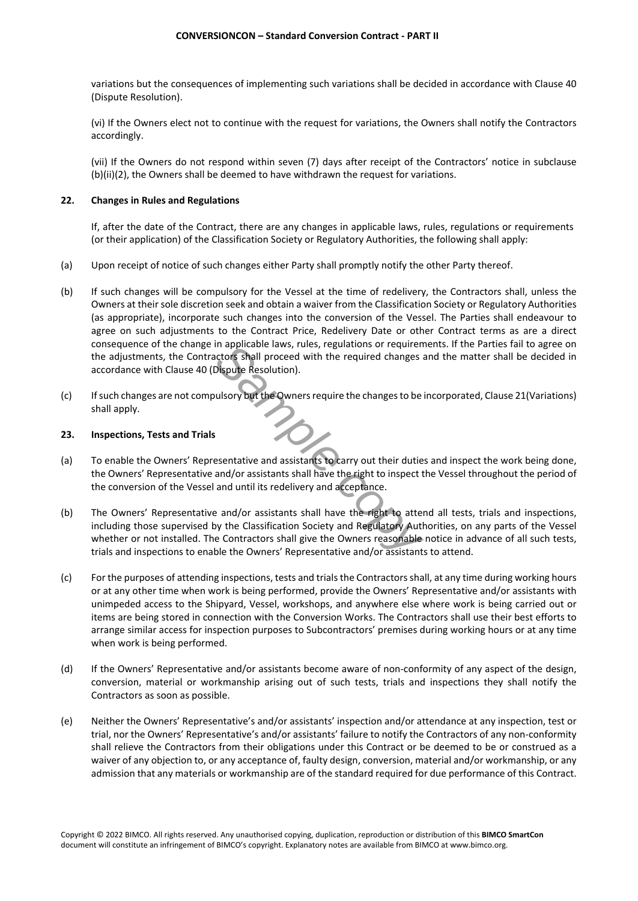variations but the consequences of implementing such variations shall be decided in accordance with Clause 40 (Dispute Resolution).

(vi) If the Owners elect not to continue with the request for variations, the Owners shall notify the Contractors accordingly.

(vii) If the Owners do not respond within seven (7) days after receipt of the Contractors' notice in subclause (b)(ii)(2), the Owners shall be deemed to have withdrawn the request for variations.

**22. Changes in Rules and Regulations**

If, after the date of the Contract, there are any changes in applicable laws, rules, regulations or requirements (or their application) of the Classification Society or Regulatory Authorities, the following shall apply:

(a) Upon receipt of notice of such changes either Party shall promptly notify the other Party thereof.

(b) If such changes will be compulsory for the Vessel at the time of redelivery, the Contractors shall, unless the Owners at their sole discretion seek and obtain a waiver from the Classification Society or Regulatory Authorities (as appropriate), incorporate such changes into the conversion of the Vessel. The Parties shall endeavour to agree on such adjustments to the Contract Price, Redelivery Date or other Contract terms as are a direct consequence of the change in applicable laws, rules, regulations or requirements. If the Parties fail to agree on the adjustments, the Contractors shall proceed with the required changes and the matter shall be decided in accordance with Clause 40 (Dispute Resolution).

(c) If such changes are not compulsory but the Owners require the changes to be incorporated, Clause 21(Variations) shall apply.

**23. Inspections, Tests and Trials**

(a) To enable the Owners' Representative and assistants to carry out their duties and inspect the work being done, the Owners' Representative and/or assistants shall have the right to inspect the Vessel throughout the period of the conversion of the Vessel and until its redelivery and acceptance.

(b) The Owners' Representative and/or assistants shall have the right to attend all tests, trials and inspections, including those supervised by the Classification Society and Regulatory Authorities, on any parts of the Vessel whether or not installed. The Contractors shall give the Owners reasonable notice in advance of all such tests, trials and inspections to enable the Owners' Representative and/or assistants to attend.

(c) For the purposes of attending inspections, tests and trials the Contractors shall, at any time during working hours or at any other time when work is being performed, provide the Owners' Representative and/or assistants with unimpeded access to the Shipyard, Vessel, workshops, and anywhere else where work is being carried out or items are being stored in connection with the Conversion Works. The Contractors shall use their best efforts to arrange similar access for inspection purposes to Subcontractors' premises during working hours or at any time when work is being performed.

(d) If the Owners' Representative and/or assistants become aware of non-conformity of any aspect of the design, conversion, material or workmanship arising out of such tests, trials and inspections they shall notify the Contractors as soon as possible.

(e) Neither the Owners' Representative's and/or assistants' inspection and/or attendance at any inspection, test or trial, nor the Owners' Representative's and/or assistants' failure to notify the Contractors of any non-conformity shall relieve the Contractors from their obligations under this Contract or be deemed to be or construed as a waiver of any objection to, or any acceptance of, faulty design, conversion, material and/or workmanship, or any admission that any materials or workmanship are of the standard required for due performance of this Contract.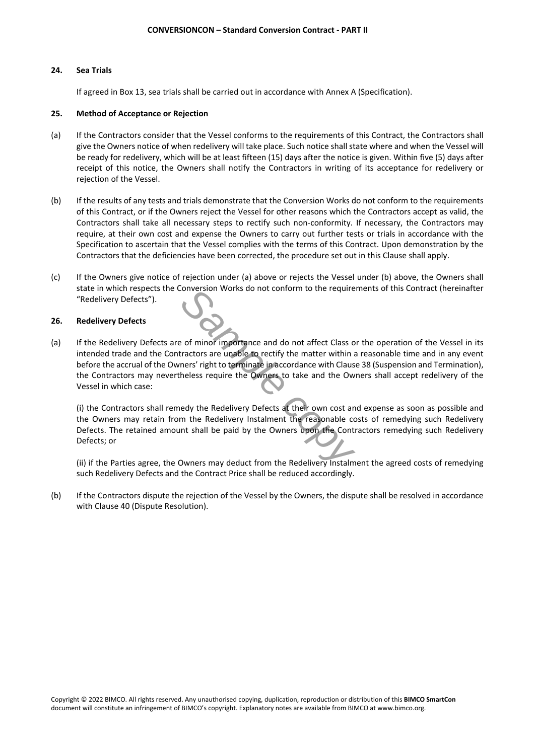**24. Sea Trials**

If agreed in Box 13, sea trials shall be carried out in accordance with Annex A (Specification).

**25. Method of Acceptance or Rejection**

(a) If the Contractors consider that the Vessel conforms to the requirements of this Contract, the Contractors shall give the Owners notice of when redelivery will take place. Such notice shall state where and when the Vessel will be ready for redelivery, which will be at least fifteen (15) days after the notice is given. Within five (5) days after receipt of this notice, the Owners shall notify the Contractors in writing of its acceptance for redelivery or rejection of the Vessel.

(b) If the results of any tests and trials demonstrate that the Conversion Works do not conform to the requirements of this Contract, or if the Owners reject the Vessel for other reasons which the Contractors accept as valid, the Contractors shall take all necessary steps to rectify such non-conformity. If necessary, the Contractors may require, at their own cost and expense the Owners to carry out further tests or trials in accordance with the Specification to ascertain that the Vessel complies with the terms of this Contract. Upon demonstration by the Contractors that the deficiencies have been corrected, the procedure set out in this Clause shall apply.

(c) If the Owners give notice of rejection under (a) above or rejects the Vessel under (b) above, the Owners shall state in which respects the Conversion Works do not conform to the requirements of this Contract (hereinafter "Redelivery Defects").

**26. Redelivery Defects**

(a) If the Redelivery Defects are of minor importance and do not affect Class or the operation of the Vessel in its intended trade and the Contractors are unable to rectify the matter within a reasonable time and in any event before the accrual of the Owners' right to terminate in accordance with Clause 38 (Suspension and Termination), the Contractors may nevertheless require the Owners to take and the Owners shall accept redelivery of the Vessel in which case:

(i) the Contractors shall remedy the Redelivery Defects at their own cost and expense as soon as possible and the Owners may retain from the Redelivery Instalment the reasonable costs of remedying such Redelivery Defects. The retained amount shall be paid by the Owners upon the Contractors remedying such Redelivery Defects; or

(ii) if the Parties agree, the Owners may deduct from the Redelivery Instalment the agreed costs of remedying such Redelivery Defects and the Contract Price shall be reduced accordingly.

(b) If the Contractors dispute the rejection of the Vessel by the Owners, the dispute shall be resolved in accordance with Clause 40 (Dispute Resolution).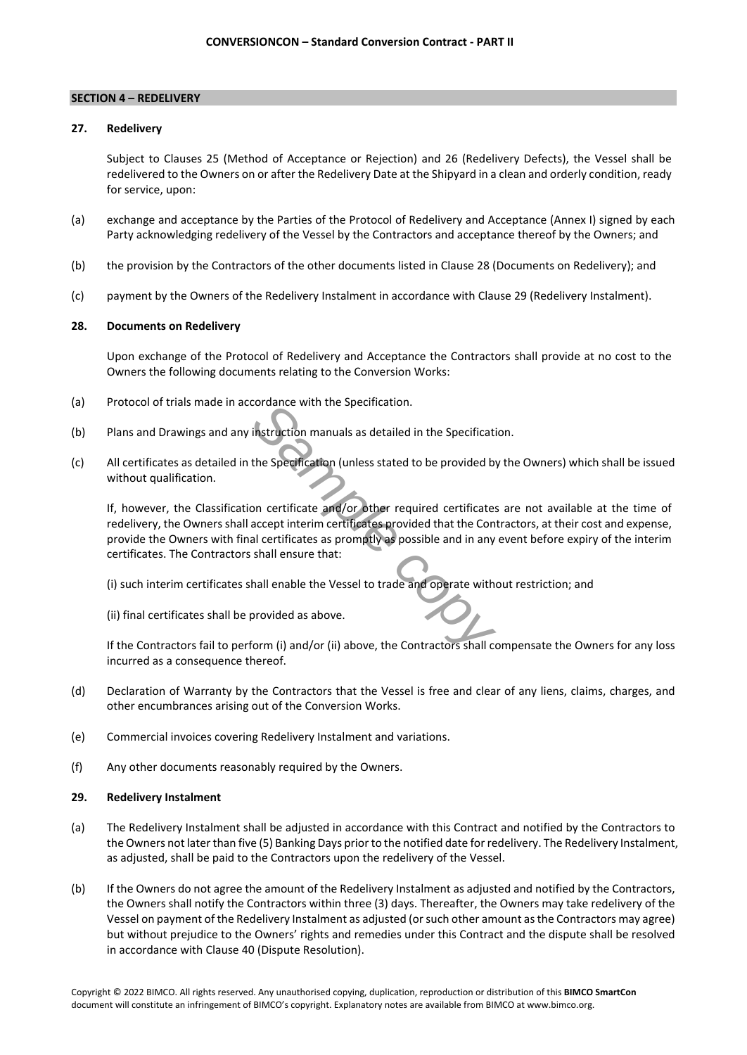## SECTION 4 – REDELIVERY

### 27. Redelivery

Subject to Clauses 25 (Method of Acceptance or Rejection) and 26 (Redelivery Defects), the Vessel shall be redelivered to the Owners on or after the Redelivery Date at the Shipyard in a clean and orderly condition, ready for service, upon:

(a) exchange and acceptance by the Parties of the Protocol of Redelivery and Acceptance (Annex I) signed by each Party acknowledging redelivery of the Vessel by the Contractors and acceptance thereof by the Owners; and

(b) the provision by the Contractors of the other documents listed in Clause 28 (Documents on Redelivery); and

(c) payment by the Owners of the Redelivery Instalment in accordance with Clause 29 (Redelivery Instalment).

### 28. Documents on Redelivery

Upon exchange of the Protocol of Redelivery and Acceptance the Contractors shall provide at no cost to the Owners the following documents relating to the Conversion Works:

(a) Protocol of trials made in accordance with the Specification.

(b) Plans and Drawings and any instruction manuals as detailed in the Specification.

(c) All certificates as detailed in the Specification (unless stated to be provided by the Owners) which shall be issued without qualification.

If, however, the Classification certificate and/or other required certificates are not available at the time of redelivery, the Owners shall accept interim certificates provided that the Contractors, at their cost and expense, provide the Owners with final certificates as promptly as possible and in any event before expiry of the interim certificates. The Contractors shall ensure that:

(i) such interim certificates shall enable the Vessel to trade and operate without restriction; and

(ii) final certificates shall be provided as above.

If the Contractors fail to perform (i) and/or (ii) above, the Contractors shall compensate the Owners for any loss incurred as a consequence thereof.

(d) Declaration of Warranty by the Contractors that the Vessel is free and clear of any liens, claims, charges, and other encumbrances arising out of the Conversion Works.

(e) Commercial invoices covering Redelivery Instalment and variations.

(f) Any other documents reasonably required by the Owners.

### 29. Redelivery Instalment

(a) The Redelivery Instalment shall be adjusted in accordance with this Contract and notified by the Contractors to the Owners not later than five (5) Banking Days prior to the notified date for redelivery. The Redelivery Instalment, as adjusted, shall be paid to the Contractors upon the redelivery of the Vessel.

(b) If the Owners do not agree the amount of the Redelivery Instalment as adjusted and notified by the Contractors, the Owners shall notify the Contractors within three (3) days. Thereafter, the Owners may take redelivery of the Vessel on payment of the Redelivery Instalment as adjusted (or such other amount as the Contractors may agree) but without prejudice to the Owners' rights and remedies under this Contract and the dispute shall be resolved in accordance with Clause 40 (Dispute Resolution).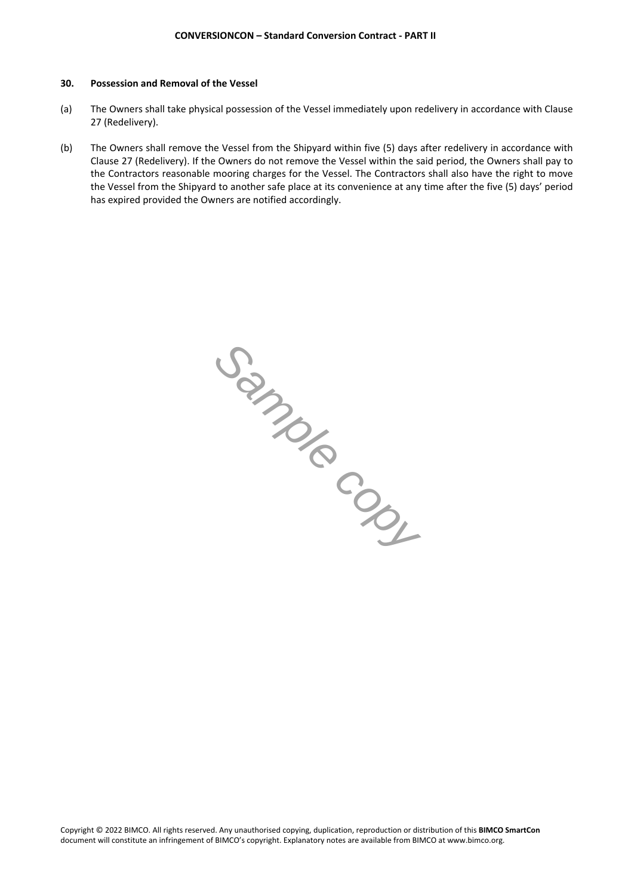### 30. Possession and Removal of the Vessel

(a) The Owners shall take physical possession of the Vessel immediately upon redelivery in accordance with Clause 27 (Redelivery).

(b) The Owners shall remove the Vessel from the Shipyard within five (5) days after redelivery in accordance with Clause 27 (Redelivery). If the Owners do not remove the Vessel within the said period, the Owners shall pay to the Contractors reasonable mooring charges for the Vessel. The Contractors shall also have the right to move the Vessel from the Shipyard to another safe place at its convenience at any time after the five (5) days' period has expired provided the Owners are notified accordingly.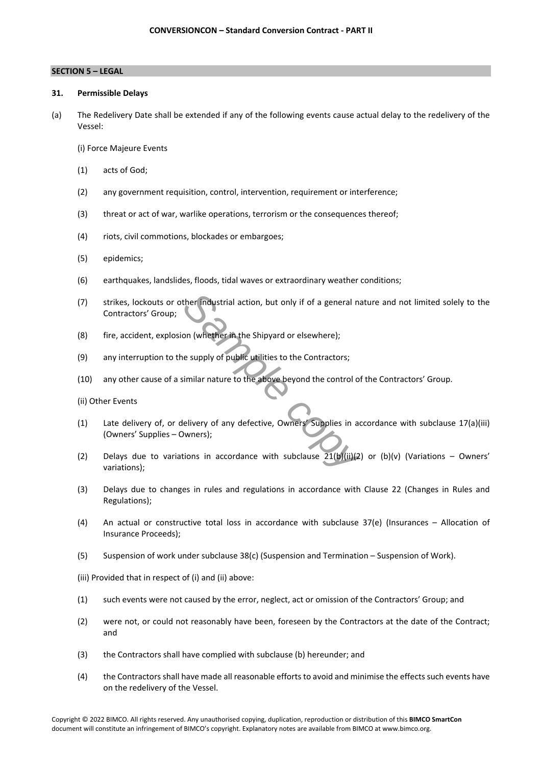## SECTION 5 – LEGAL

### 31. Permissible Delays

(a) The Redelivery Date shall be extended if any of the following events cause actual delay to the redelivery of the Vessel:

(i) Force Majeure Events

(1) acts of God;

(2) any government requisition, control, intervention, requirement or interference;

(3) threat or act of war, warlike operations, terrorism or the consequences thereof;

(4) riots, civil commotions, blockades or embargoes;

(5) epidemics;

(6) earthquakes, landslides, floods, tidal waves or extraordinary weather conditions;

(7) strikes, lockouts or other industrial action, but only if of a general nature and not limited solely to the Contractors' Group;

(8) fire, accident, explosion (whether in the Shipyard or elsewhere);

(9) any interruption to the supply of public utilities to the Contractors;

(10) any other cause of a similar nature to the above beyond the control of the Contractors' Group.

(ii) Other Events

(1) Late delivery of, or delivery of any defective, Owners' Supplies in accordance with subclause 17(a)(iii) (Owners' Supplies – Owners);

(2) Delays due to variations in accordance with subclause 21(b)(ii)(2) or (b)(v) (Variations – Owners' variations);

(3) Delays due to changes in rules and regulations in accordance with Clause 22 (Changes in Rules and Regulations);

(4) An actual or constructive total loss in accordance with subclause 37(e) (Insurances – Allocation of Insurance Proceeds);

(5) Suspension of work under subclause 38(c) (Suspension and Termination – Suspension of Work).

(iii) Provided that in respect of (i) and (ii) above:

(1) such events were not caused by the error, neglect, act or omission of the Contractors' Group; and

(2) were not, or could not reasonably have been, foreseen by the Contractors at the date of the Contract; and

(3) the Contractors shall have complied with subclause (b) hereunder; and

(4) the Contractors shall have made all reasonable efforts to avoid and minimise the effects such events have on the redelivery of the Vessel.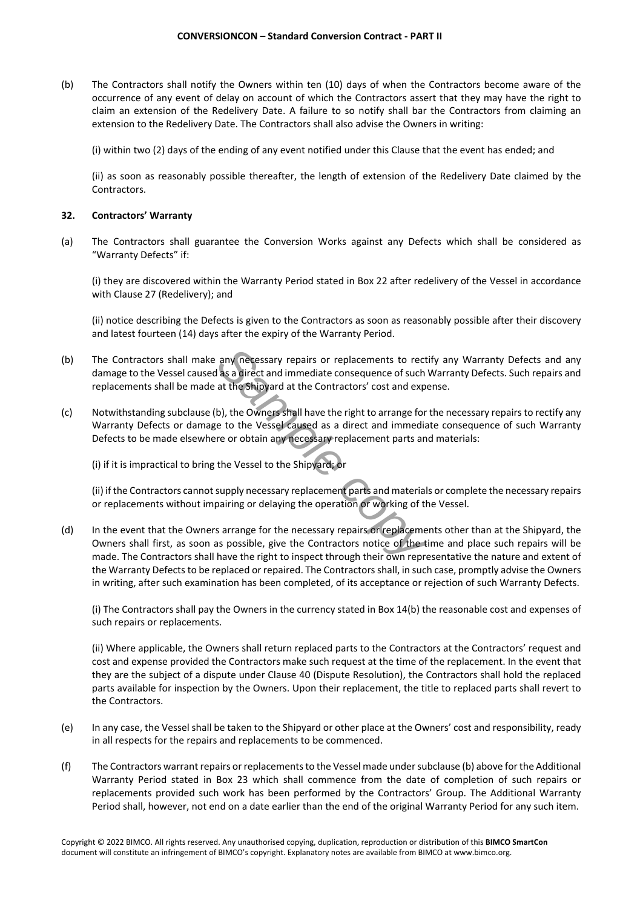(b) The Contractors shall notify the Owners within ten (10) days of when the Contractors become aware of the occurrence of any event of delay on account of which the Contractors assert that they may have the right to claim an extension of the Redelivery Date. A failure to so notify shall bar the Contractors from claiming an extension to the Redelivery Date. The Contractors shall also advise the Owners in writing:

(i) within two (2) days of the ending of any event notified under this Clause that the event has ended; and

(ii) as soon as reasonably possible thereafter, the length of extension of the Redelivery Date claimed by the Contractors.

**32. Contractors' Warranty**

(a) The Contractors shall guarantee the Conversion Works against any Defects which shall be considered as "Warranty Defects" if:

(i) they are discovered within the Warranty Period stated in Box 22 after redelivery of the Vessel in accordance with Clause 27 (Redelivery); and

(ii) notice describing the Defects is given to the Contractors as soon as reasonably possible after their discovery and latest fourteen (14) days after the expiry of the Warranty Period.

(b) The Contractors shall make any necessary repairs or replacements to rectify any Warranty Defects and any damage to the Vessel caused as a direct and immediate consequence of such Warranty Defects. Such repairs and replacements shall be made at the Shipyard at the Contractors' cost and expense.

(c) Notwithstanding subclause (b), the Owners shall have the right to arrange for the necessary repairs to rectify any Warranty Defects or damage to the Vessel caused as a direct and immediate consequence of such Warranty Defects to be made elsewhere or obtain any necessary replacement parts and materials:

(i) if it is impractical to bring the Vessel to the Shipyard; or

(ii) if the Contractors cannot supply necessary replacement parts and materials or complete the necessary repairs or replacements without impairing or delaying the operation or working of the Vessel.

(d) In the event that the Owners arrange for the necessary repairs or replacements other than at the Shipyard, the Owners shall first, as soon as possible, give the Contractors notice of the time and place such repairs will be made. The Contractors shall have the right to inspect through their own representative the nature and extent of the Warranty Defects to be replaced or repaired. The Contractors shall, in such case, promptly advise the Owners in writing, after such examination has been completed, of its acceptance or rejection of such Warranty Defects.

(i) The Contractors shall pay the Owners in the currency stated in Box 14(b) the reasonable cost and expenses of such repairs or replacements.

(ii) Where applicable, the Owners shall return replaced parts to the Contractors at the Contractors' request and cost and expense provided the Contractors make such request at the time of the replacement. In the event that they are the subject of a dispute under Clause 40 (Dispute Resolution), the Contractors shall hold the replaced parts available for inspection by the Owners. Upon their replacement, the title to replaced parts shall revert to the Contractors.

(e) In any case, the Vessel shall be taken to the Shipyard or other place at the Owners' cost and responsibility, ready in all respects for the repairs and replacements to be commenced.

(f) The Contractors warrant repairs or replacements to the Vessel made under subclause (b) above for the Additional Warranty Period stated in Box 23 which shall commence from the date of completion of such repairs or replacements provided such work has been performed by the Contractors' Group. The Additional Warranty Period shall, however, not end on a date earlier than the end of the original Warranty Period for any such item.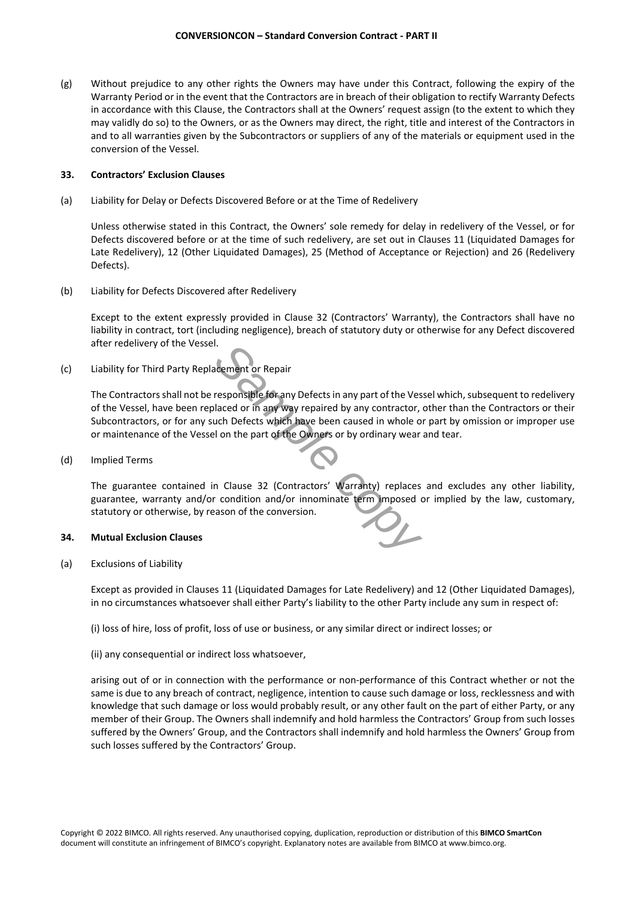(g) Without prejudice to any other rights the Owners may have under this Contract, following the expiry of the Warranty Period or in the event that the Contractors are in breach of their obligation to rectify Warranty Defects in accordance with this Clause, the Contractors shall at the Owners' request assign (to the extent to which they may validly do so) to the Owners, or as the Owners may direct, the right, title and interest of the Contractors in and to all warranties given by the Subcontractors or suppliers of any of the materials or equipment used in the conversion of the Vessel.

**33. Contractors' Exclusion Clauses**

(a) Liability for Delay or Defects Discovered Before or at the Time of Redelivery

Unless otherwise stated in this Contract, the Owners' sole remedy for delay in redelivery of the Vessel, or for Defects discovered before or at the time of such redelivery, are set out in Clauses 11 (Liquidated Damages for Late Redelivery), 12 (Other Liquidated Damages), 25 (Method of Acceptance or Rejection) and 26 (Redelivery Defects).

(b) Liability for Defects Discovered after Redelivery

Except to the extent expressly provided in Clause 32 (Contractors' Warranty), the Contractors shall have no liability in contract, tort (including negligence), breach of statutory duty or otherwise for any Defect discovered after redelivery of the Vessel.

(c) Liability for Third Party Replacement or Repair

The Contractors shall not be responsible for any Defects in any part of the Vessel which, subsequent to redelivery of the Vessel, have been replaced or in any way repaired by any contractor, other than the Contractors or their Subcontractors, or for any such Defects which have been caused in whole or part by omission or improper use or maintenance of the Vessel on the part of the Owners or by ordinary wear and tear.

(d) Implied Terms

The guarantee contained in Clause 32 (Contractors' Warranty) replaces and excludes any other liability, guarantee, warranty and/or condition and/or innominate term imposed or implied by the law, customary, statutory or otherwise, by reason of the conversion.

**34. Mutual Exclusion Clauses**

(a) Exclusions of Liability

Except as provided in Clauses 11 (Liquidated Damages for Late Redelivery) and 12 (Other Liquidated Damages), in no circumstances whatsoever shall either Party's liability to the other Party include any sum in respect of:

(i) loss of hire, loss of profit, loss of use or business, or any similar direct or indirect losses; or

(ii) any consequential or indirect loss whatsoever,

arising out of or in connection with the performance or non-performance of this Contract whether or not the same is due to any breach of contract, negligence, intention to cause such damage or loss, recklessness and with knowledge that such damage or loss would probably result, or any other fault on the part of either Party, or any member of their Group. The Owners shall indemnify and hold harmless the Contractors' Group from such losses suffered by the Owners' Group, and the Contractors shall indemnify and hold harmless the Owners' Group from such losses suffered by the Contractors' Group.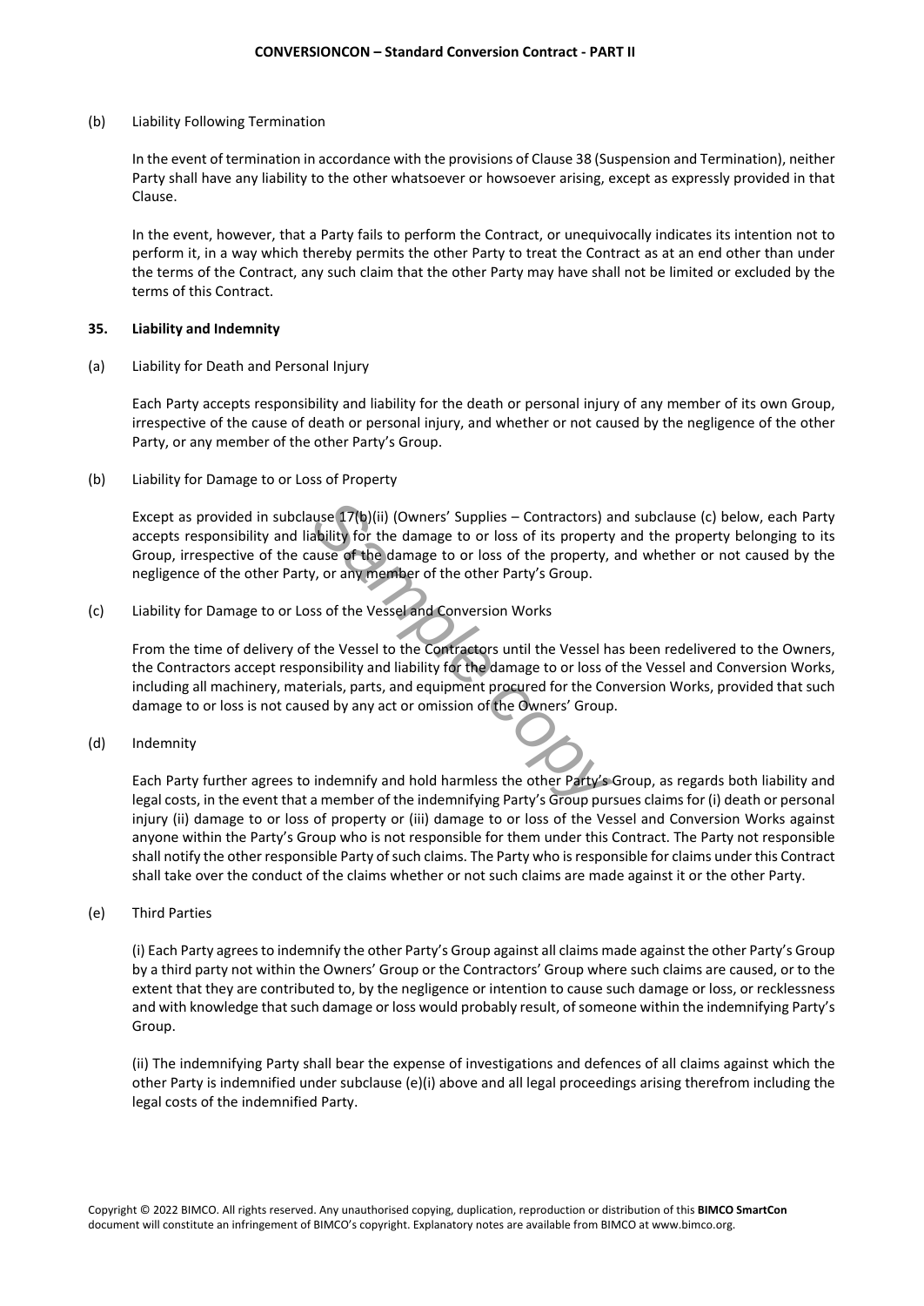(b) Liability Following Termination

In the event of termination in accordance with the provisions of Clause 38 (Suspension and Termination), neither Party shall have any liability to the other whatsoever or howsoever arising, except as expressly provided in that Clause.

In the event, however, that a Party fails to perform the Contract, or unequivocally indicates its intention not to perform it, in a way which thereby permits the other Party to treat the Contract as at an end other than under the terms of the Contract, any such claim that the other Party may have shall not be limited or excluded by the terms of this Contract.

**35. Liability and Indemnity**

(a) Liability for Death and Personal Injury

Each Party accepts responsibility and liability for the death or personal injury of any member of its own Group, irrespective of the cause of death or personal injury, and whether or not caused by the negligence of the other Party, or any member of the other Party's Group.

(b) Liability for Damage to or Loss of Property

Except as provided in subclause 17(b)(ii) (Owners' Supplies – Contractors) and subclause (c) below, each Party accepts responsibility and liability for the damage to or loss of its property and the property belonging to its Group, irrespective of the cause of the damage to or loss of the property, and whether or not caused by the negligence of the other Party, or any member of the other Party's Group.

(c) Liability for Damage to or Loss of the Vessel and Conversion Works

From the time of delivery of the Vessel to the Contractors until the Vessel has been redelivered to the Owners, the Contractors accept responsibility and liability for the damage to or loss of the Vessel and Conversion Works, including all machinery, materials, parts, and equipment procured for the Conversion Works, provided that such damage to or loss is not caused by any act or omission of the Owners' Group.

(d) Indemnity

Each Party further agrees to indemnify and hold harmless the other Party's Group, as regards both liability and legal costs, in the event that a member of the indemnifying Party's Group pursues claims for (i) death or personal injury (ii) damage to or loss of property or (iii) damage to or loss of the Vessel and Conversion Works against anyone within the Party's Group who is not responsible for them under this Contract. The Party not responsible shall notify the other responsible Party of such claims. The Party who is responsible for claims under this Contract shall take over the conduct of the claims whether or not such claims are made against it or the other Party.

(e) Third Parties

(i) Each Party agrees to indemnify the other Party's Group against all claims made against the other Party's Group by a third party not within the Owners' Group or the Contractors' Group where such claims are caused, or to the extent that they are contributed to, by the negligence or intention to cause such damage or loss, or recklessness and with knowledge that such damage or loss would probably result, of someone within the indemnifying Party's Group.

(ii) The indemnifying Party shall bear the expense of investigations and defences of all claims against which the other Party is indemnified under subclause (e)(i) above and all legal proceedings arising therefrom including the legal costs of the indemnified Party.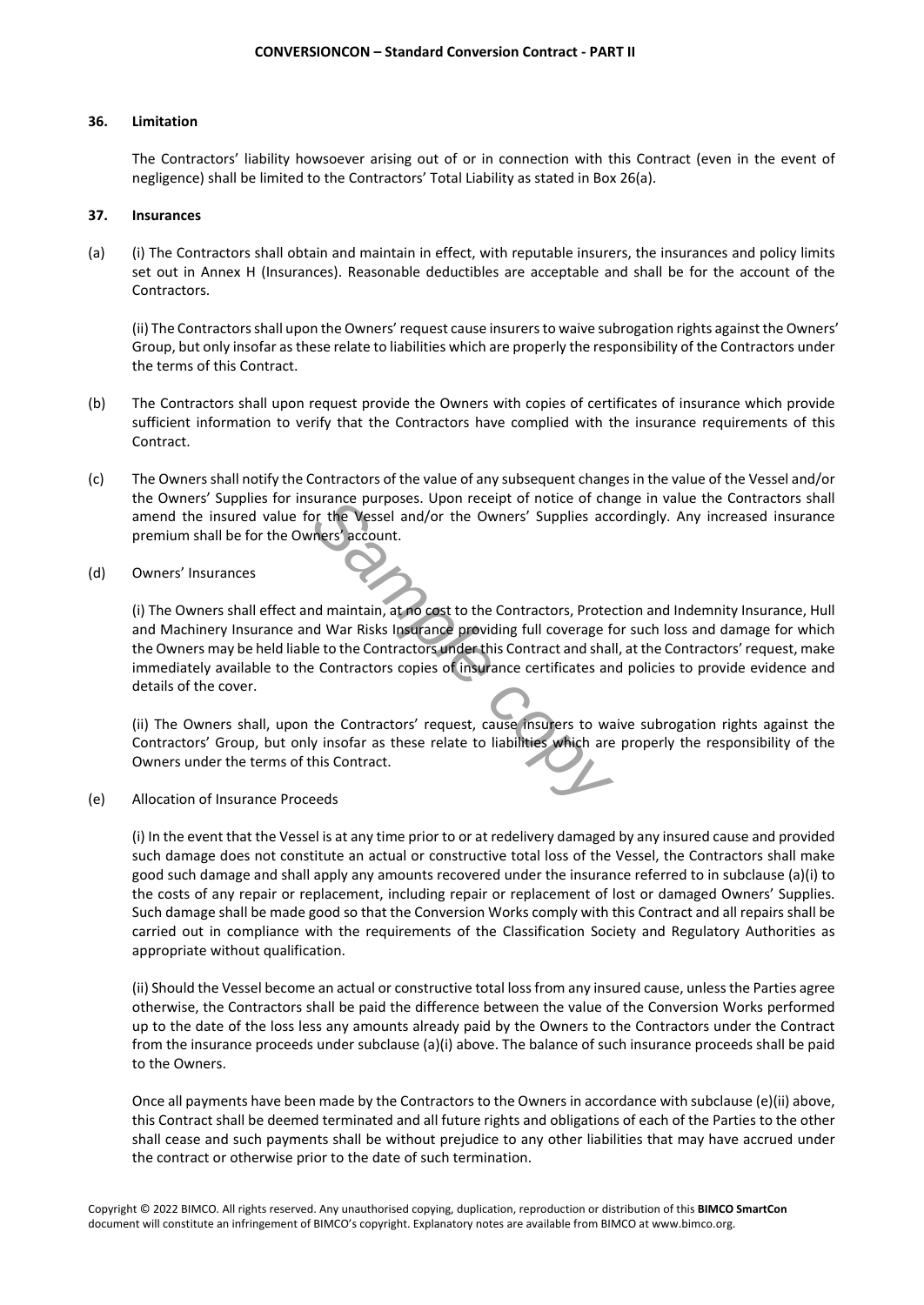## 36. Limitation

The Contractors' liability howsoever arising out of or in connection with this Contract (even in the event of negligence) shall be limited to the Contractors' Total Liability as stated in Box 26(a).

## 37. Insurances

(a) (i) The Contractors shall obtain and maintain in effect, with reputable insurers, the insurances and policy limits set out in Annex H (Insurances). Reasonable deductibles are acceptable and shall be for the account of the Contractors.

(ii) The Contractors shall upon the Owners' request cause insurers to waive subrogation rights against the Owners' Group, but only insofar as these relate to liabilities which are properly the responsibility of the Contractors under the terms of this Contract.

(b) The Contractors shall upon request provide the Owners with copies of certificates of insurance which provide sufficient information to verify that the Contractors have complied with the insurance requirements of this Contract.

(c) The Owners shall notify the Contractors of the value of any subsequent changes in the value of the Vessel and/or the Owners' Supplies for insurance purposes. Upon receipt of notice of change in value the Contractors shall amend the insured value for the Vessel and/or the Owners' Supplies accordingly. Any increased insurance premium shall be for the Owners' account.

(d) Owners' Insurances

(i) The Owners shall effect and maintain, at no cost to the Contractors, Protection and Indemnity Insurance, Hull and Machinery Insurance and War Risks Insurance providing full coverage for such loss and damage for which the Owners may be held liable to the Contractors under this Contract and shall, at the Contractors' request, make immediately available to the Contractors copies of insurance certificates and policies to provide evidence and details of the cover.

(ii) The Owners shall, upon the Contractors' request, cause insurers to waive subrogation rights against the Contractors' Group, but only insofar as these relate to liabilities which are properly the responsibility of the Owners under the terms of this Contract.

(e) Allocation of Insurance Proceeds

(i) In the event that the Vessel is at any time prior to or at redelivery damaged by any insured cause and provided such damage does not constitute an actual or constructive total loss of the Vessel, the Contractors shall make good such damage and shall apply any amounts recovered under the insurance referred to in subclause (a)(i) to the costs of any repair or replacement, including repair or replacement of lost or damaged Owners' Supplies. Such damage shall be made good so that the Conversion Works comply with this Contract and all repairs shall be carried out in compliance with the requirements of the Classification Society and Regulatory Authorities as appropriate without qualification.

(ii) Should the Vessel become an actual or constructive total loss from any insured cause, unless the Parties agree otherwise, the Contractors shall be paid the difference between the value of the Conversion Works performed up to the date of the loss less any amounts already paid by the Owners to the Contractors under the Contract from the insurance proceeds under subclause (a)(i) above. The balance of such insurance proceeds shall be paid to the Owners.

Once all payments have been made by the Contractors to the Owners in accordance with subclause (e)(ii) above, this Contract shall be deemed terminated and all future rights and obligations of each of the Parties to the other shall cease and such payments shall be without prejudice to any other liabilities that may have accrued under the contract or otherwise prior to the date of such termination.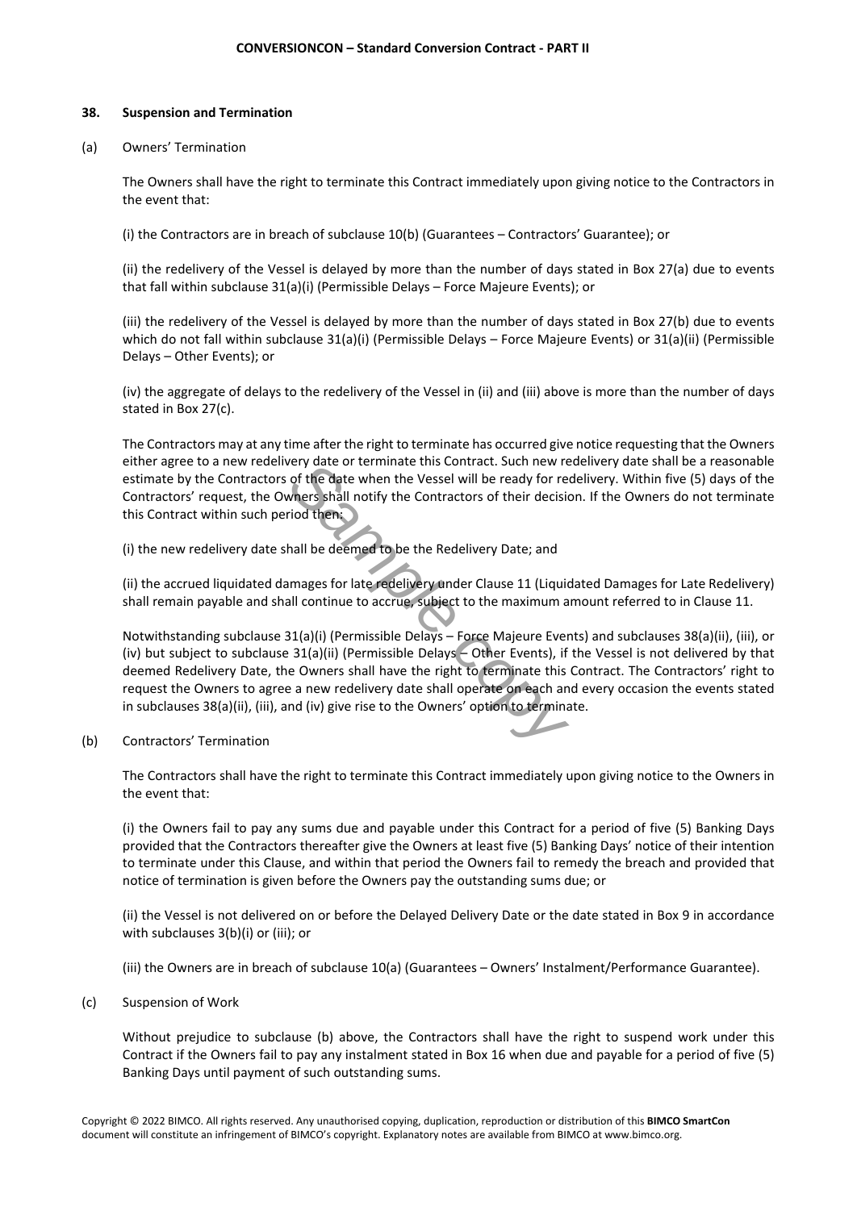## 38. Suspension and Termination

(a) Owners' Termination

The Owners shall have the right to terminate this Contract immediately upon giving notice to the Contractors in the event that:

(i) the Contractors are in breach of subclause 10(b) (Guarantees – Contractors' Guarantee); or

(ii) the redelivery of the Vessel is delayed by more than the number of days stated in Box 27(a) due to events that fall within subclause 31(a)(i) (Permissible Delays – Force Majeure Events); or

(iii) the redelivery of the Vessel is delayed by more than the number of days stated in Box 27(b) due to events which do not fall within subclause 31(a)(i) (Permissible Delays – Force Majeure Events) or 31(a)(ii) (Permissible Delays – Other Events); or

(iv) the aggregate of delays to the redelivery of the Vessel in (ii) and (iii) above is more than the number of days stated in Box 27(c).

The Contractors may at any time after the right to terminate has occurred give notice requesting that the Owners either agree to a new redelivery date or terminate this Contract. Such new redelivery date shall be a reasonable estimate by the Contractors of the date when the Vessel will be ready for redelivery. Within five (5) days of the Contractors' request, the Owners shall notify the Contractors of their decision. If the Owners do not terminate this Contract within such period then:

(i) the new redelivery date shall be deemed to be the Redelivery Date; and

(ii) the accrued liquidated damages for late redelivery under Clause 11 (Liquidated Damages for Late Redelivery) shall remain payable and shall continue to accrue, subject to the maximum amount referred to in Clause 11.

Notwithstanding subclause 31(a)(i) (Permissible Delays – Force Majeure Events) and subclauses 38(a)(ii), (iii), or (iv) but subject to subclause 31(a)(ii) (Permissible Delays – Other Events), if the Vessel is not delivered by that deemed Redelivery Date, the Owners shall have the right to terminate this Contract. The Contractors' right to request the Owners to agree a new redelivery date shall operate on each and every occasion the events stated in subclauses 38(a)(ii), (iii), and (iv) give rise to the Owners' option to terminate.

(b) Contractors' Termination

The Contractors shall have the right to terminate this Contract immediately upon giving notice to the Owners in the event that:

(i) the Owners fail to pay any sums due and payable under this Contract for a period of five (5) Banking Days provided that the Contractors thereafter give the Owners at least five (5) Banking Days' notice of their intention to terminate under this Clause, and within that period the Owners fail to remedy the breach and provided that notice of termination is given before the Owners pay the outstanding sums due; or

(ii) the Vessel is not delivered on or before the Delayed Delivery Date or the date stated in Box 9 in accordance with subclauses 3(b)(i) or (iii); or

(iii) the Owners are in breach of subclause 10(a) (Guarantees – Owners' Instalment/Performance Guarantee).

(c) Suspension of Work

Without prejudice to subclause (b) above, the Contractors shall have the right to suspend work under this Contract if the Owners fail to pay any instalment stated in Box 16 when due and payable for a period of five (5) Banking Days until payment of such outstanding sums.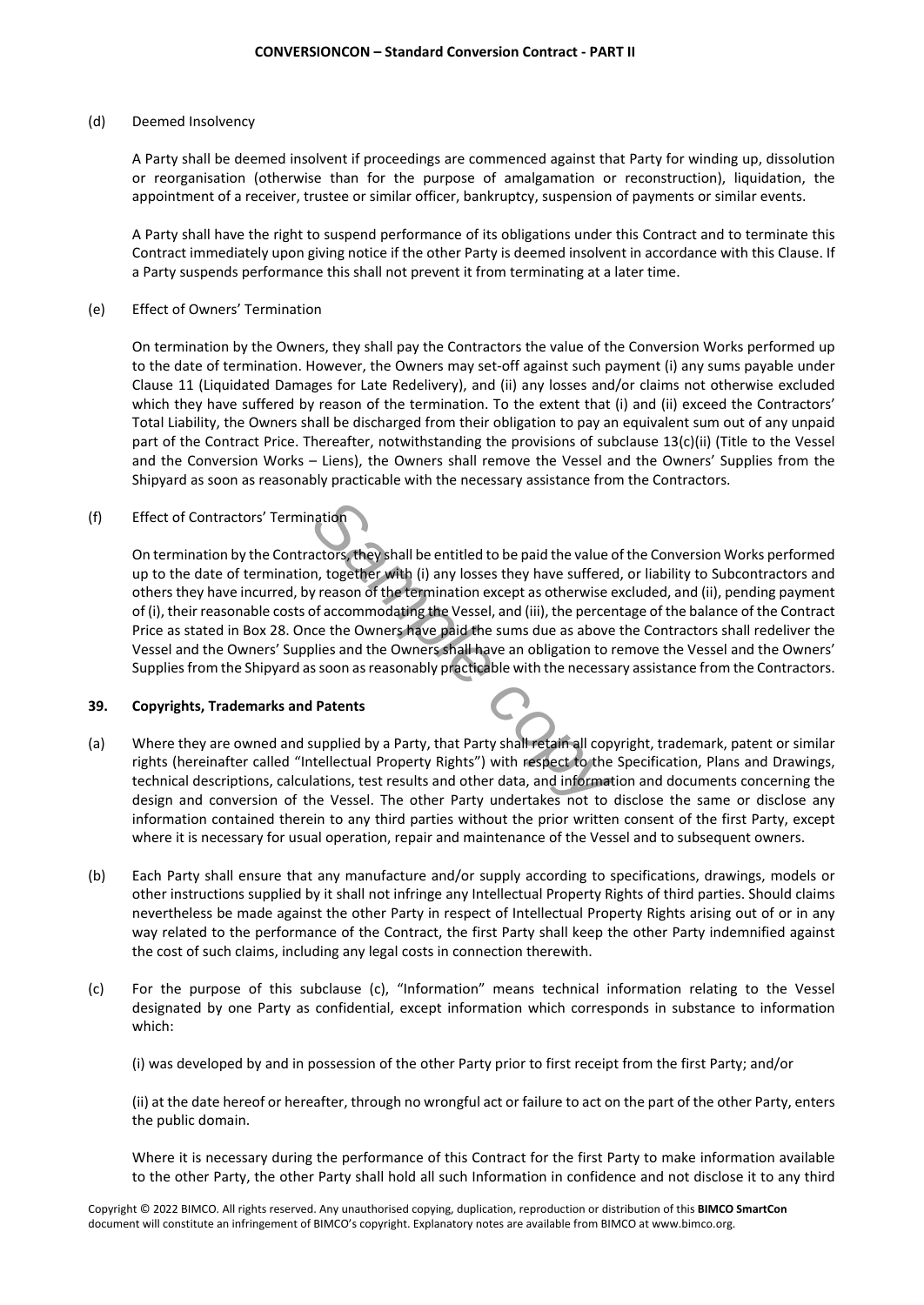(d) Deemed Insolvency

A Party shall be deemed insolvent if proceedings are commenced against that Party for winding up, dissolution or reorganisation (otherwise than for the purpose of amalgamation or reconstruction), liquidation, the appointment of a receiver, trustee or similar officer, bankruptcy, suspension of payments or similar events.

A Party shall have the right to suspend performance of its obligations under this Contract and to terminate this Contract immediately upon giving notice if the other Party is deemed insolvent in accordance with this Clause. If a Party suspends performance this shall not prevent it from terminating at a later time.

(e) Effect of Owners' Termination

On termination by the Owners, they shall pay the Contractors the value of the Conversion Works performed up to the date of termination. However, the Owners may set-off against such payment (i) any sums payable under Clause 11 (Liquidated Damages for Late Redelivery), and (ii) any losses and/or claims not otherwise excluded which they have suffered by reason of the termination. To the extent that (i) and (ii) exceed the Contractors' Total Liability, the Owners shall be discharged from their obligation to pay an equivalent sum out of any unpaid part of the Contract Price. Thereafter, notwithstanding the provisions of subclause 13(c)(ii) (Title to the Vessel and the Conversion Works – Liens), the Owners shall remove the Vessel and the Owners' Supplies from the Shipyard as soon as reasonably practicable with the necessary assistance from the Contractors.

(f) Effect of Contractors' Termination

On termination by the Contractors, they shall be entitled to be paid the value of the Conversion Works performed up to the date of termination, together with (i) any losses they have suffered, or liability to Subcontractors and others they have incurred, by reason of the termination except as otherwise excluded, and (ii), pending payment of (i), their reasonable costs of accommodating the Vessel, and (iii), the percentage of the balance of the Contract Price as stated in Box 28. Once the Owners have paid the sums due as above the Contractors shall redeliver the Vessel and the Owners' Supplies and the Owners shall have an obligation to remove the Vessel and the Owners' Supplies from the Shipyard as soon as reasonably practicable with the necessary assistance from the Contractors.

**39. Copyrights, Trademarks and Patents**

(a) Where they are owned and supplied by a Party, that Party shall retain all copyright, trademark, patent or similar rights (hereinafter called "Intellectual Property Rights") with respect to the Specification, Plans and Drawings, technical descriptions, calculations, test results and other data, and information and documents concerning the design and conversion of the Vessel. The other Party undertakes not to disclose the same or disclose any information contained therein to any third parties without the prior written consent of the first Party, except where it is necessary for usual operation, repair and maintenance of the Vessel and to subsequent owners.

(b) Each Party shall ensure that any manufacture and/or supply according to specifications, drawings, models or other instructions supplied by it shall not infringe any Intellectual Property Rights of third parties. Should claims nevertheless be made against the other Party in respect of Intellectual Property Rights arising out of or in any way related to the performance of the Contract, the first Party shall keep the other Party indemnified against the cost of such claims, including any legal costs in connection therewith.

(c) For the purpose of this subclause (c), "Information" means technical information relating to the Vessel designated by one Party as confidential, except information which corresponds in substance to information which:

(i) was developed by and in possession of the other Party prior to first receipt from the first Party; and/or

(ii) at the date hereof or hereafter, through no wrongful act or failure to act on the part of the other Party, enters the public domain.

Where it is necessary during the performance of this Contract for the first Party to make information available to the other Party, the other Party shall hold all such Information in confidence and not disclose it to any third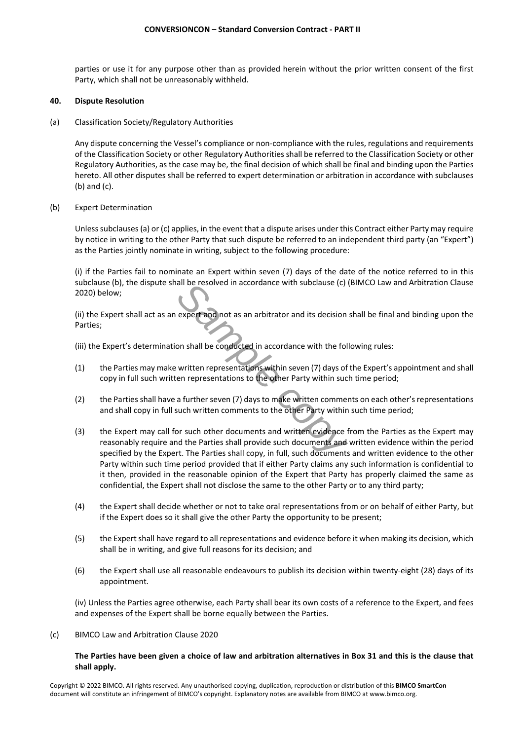parties or use it for any purpose other than as provided herein without the prior written consent of the first Party, which shall not be unreasonably withheld.

**40. Dispute Resolution**

(a) Classification Society/Regulatory Authorities

Any dispute concerning the Vessel's compliance or non-compliance with the rules, regulations and requirements of the Classification Society or other Regulatory Authorities shall be referred to the Classification Society or other Regulatory Authorities, as the case may be, the final decision of which shall be final and binding upon the Parties hereto. All other disputes shall be referred to expert determination or arbitration in accordance with subclauses (b) and (c).

(b) Expert Determination

Unless subclauses (a) or (c) applies, in the event that a dispute arises under this Contract either Party may require by notice in writing to the other Party that such dispute be referred to an independent third party (an "Expert") as the Parties jointly nominate in writing, subject to the following procedure:

(i) if the Parties fail to nominate an Expert within seven (7) days of the date of the notice referred to in this subclause (b), the dispute shall be resolved in accordance with subclause (c) (BIMCO Law and Arbitration Clause 2020) below;

(ii) the Expert shall act as an expert and not as an arbitrator and its decision shall be final and binding upon the Parties;

(iii) the Expert's determination shall be conducted in accordance with the following rules:

(1) the Parties may make written representations within seven (7) days of the Expert's appointment and shall copy in full such written representations to the other Party within such time period;

(2) the Parties shall have a further seven (7) days to make written comments on each other's representations and shall copy in full such written comments to the other Party within such time period;

(3) the Expert may call for such other documents and written evidence from the Parties as the Expert may reasonably require and the Parties shall provide such documents and written evidence within the period specified by the Expert. The Parties shall copy, in full, such documents and written evidence to the other Party within such time period provided that if either Party claims any such information is confidential to it then, provided in the reasonable opinion of the Expert that Party has properly claimed the same as confidential, the Expert shall not disclose the same to the other Party or to any third party;

(4) the Expert shall decide whether or not to take oral representations from or on behalf of either Party, but if the Expert does so it shall give the other Party the opportunity to be present;

(5) the Expert shall have regard to all representations and evidence before it when making its decision, which shall be in writing, and give full reasons for its decision; and

(6) the Expert shall use all reasonable endeavours to publish its decision within twenty-eight (28) days of its appointment.

(iv) Unless the Parties agree otherwise, each Party shall bear its own costs of a reference to the Expert, and fees and expenses of the Expert shall be borne equally between the Parties.

(c) BIMCO Law and Arbitration Clause 2020

**The Parties have been given a choice of law and arbitration alternatives in Box 31 and this is the clause that shall apply.**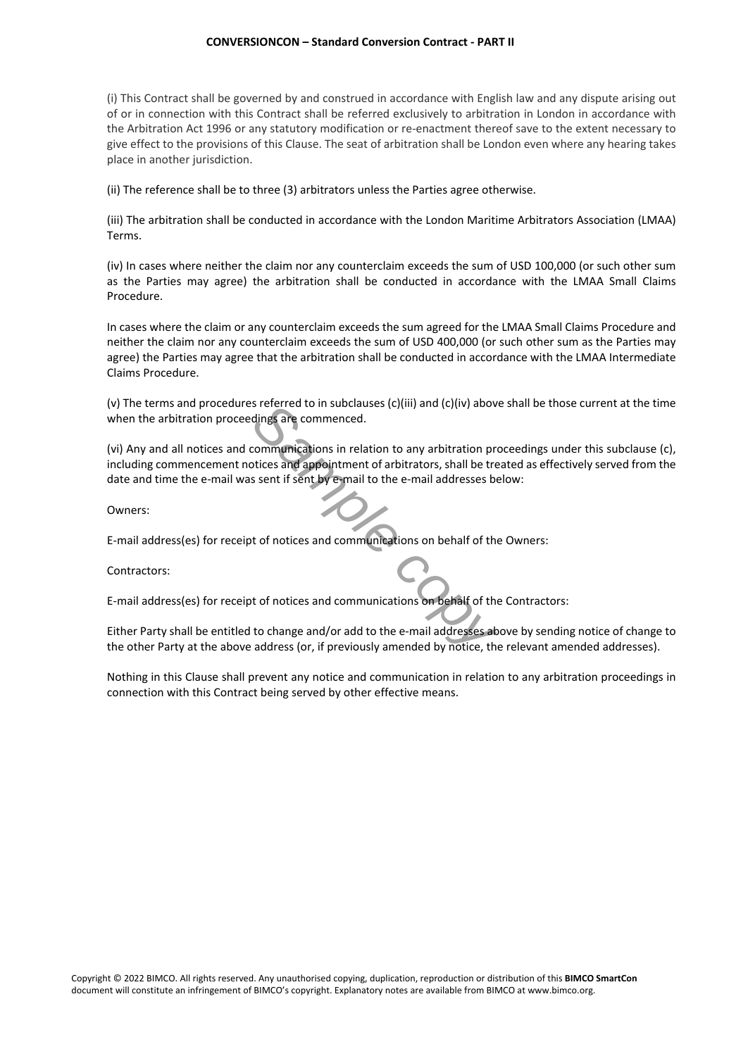(i) This Contract shall be governed by and construed in accordance with English law and any dispute arising out of or in connection with this Contract shall be referred exclusively to arbitration in London in accordance with the Arbitration Act 1996 or any statutory modification or re-enactment thereof save to the extent necessary to give effect to the provisions of this Clause. The seat of arbitration shall be London even where any hearing takes place in another jurisdiction.

(ii) The reference shall be to three (3) arbitrators unless the Parties agree otherwise.

(iii) The arbitration shall be conducted in accordance with the London Maritime Arbitrators Association (LMAA) Terms.

(iv) In cases where neither the claim nor any counterclaim exceeds the sum of USD 100,000 (or such other sum as the Parties may agree) the arbitration shall be conducted in accordance with the LMAA Small Claims Procedure.

In cases where the claim or any counterclaim exceeds the sum agreed for the LMAA Small Claims Procedure and neither the claim nor any counterclaim exceeds the sum of USD 400,000 (or such other sum as the Parties may agree) the Parties may agree that the arbitration shall be conducted in accordance with the LMAA Intermediate Claims Procedure.

(v) The terms and procedures referred to in subclauses (c)(iii) and (c)(iv) above shall be those current at the time when the arbitration proceedings are commenced.

(vi) Any and all notices and communications in relation to any arbitration proceedings under this subclause (c), including commencement notices and appointment of arbitrators, shall be treated as effectively served from the date and time the e-mail was sent if sent by e-mail to the e-mail addresses below:

Owners:

E-mail address(es) for receipt of notices and communications on behalf of the Owners:

Contractors:

E-mail address(es) for receipt of notices and communications on behalf of the Contractors:

Either Party shall be entitled to change and/or add to the e-mail addresses above by sending notice of change to the other Party at the above address (or, if previously amended by notice, the relevant amended addresses).

Nothing in this Clause shall prevent any notice and communication in relation to any arbitration proceedings in connection with this Contract being served by other effective means.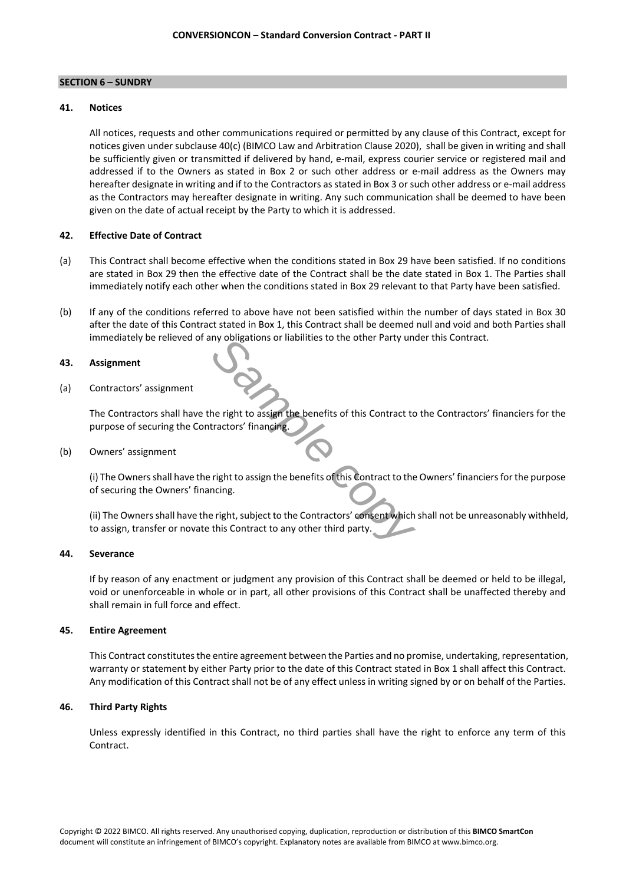## SECTION 6 – SUNDRY

### 41. Notices

All notices, requests and other communications required or permitted by any clause of this Contract, except for notices given under subclause 40(c) (BIMCO Law and Arbitration Clause 2020), shall be given in writing and shall be sufficiently given or transmitted if delivered by hand, e-mail, express courier service or registered mail and addressed if to the Owners as stated in Box 2 or such other address or e-mail address as the Owners may hereafter designate in writing and if to the Contractors as stated in Box 3 or such other address or e-mail address as the Contractors may hereafter designate in writing. Any such communication shall be deemed to have been given on the date of actual receipt by the Party to which it is addressed.

### 42. Effective Date of Contract

(a) This Contract shall become effective when the conditions stated in Box 29 have been satisfied. If no conditions are stated in Box 29 then the effective date of the Contract shall be the date stated in Box 1. The Parties shall immediately notify each other when the conditions stated in Box 29 relevant to that Party have been satisfied.

(b) If any of the conditions referred to above have not been satisfied within the number of days stated in Box 30 after the date of this Contract stated in Box 1, this Contract shall be deemed null and void and both Parties shall immediately be relieved of any obligations or liabilities to the other Party under this Contract.

### 43. Assignment

(a) Contractors' assignment

The Contractors shall have the right to assign the benefits of this Contract to the Contractors' financiers for the purpose of securing the Contractors' financing.

(b) Owners' assignment

(i) The Owners shall have the right to assign the benefits of this Contract to the Owners' financiers for the purpose of securing the Owners' financing.

(ii) The Owners shall have the right, subject to the Contractors' consent which shall not be unreasonably withheld, to assign, transfer or novate this Contract to any other third party.

### 44. Severance

If by reason of any enactment or judgment any provision of this Contract shall be deemed or held to be illegal, void or unenforceable in whole or in part, all other provisions of this Contract shall be unaffected thereby and shall remain in full force and effect.

### 45. Entire Agreement

This Contract constitutes the entire agreement between the Parties and no promise, undertaking, representation, warranty or statement by either Party prior to the date of this Contract stated in Box 1 shall affect this Contract. Any modification of this Contract shall not be of any effect unless in writing signed by or on behalf of the Parties.

### 46. Third Party Rights

Unless expressly identified in this Contract, no third parties shall have the right to enforce any term of this Contract.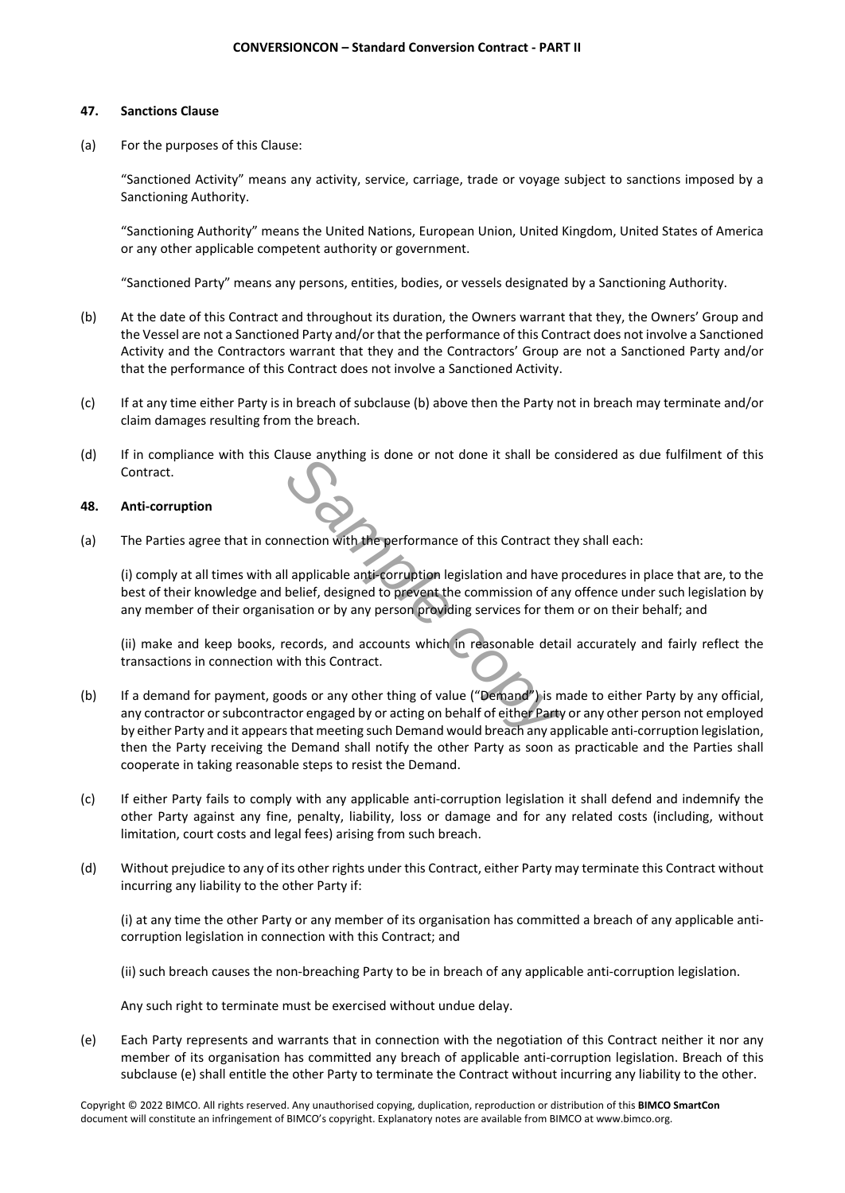### 47. Sanctions Clause

(a) For the purposes of this Clause:

"Sanctioned Activity" means any activity, service, carriage, trade or voyage subject to sanctions imposed by a Sanctioning Authority.

"Sanctioning Authority" means the United Nations, European Union, United Kingdom, United States of America or any other applicable competent authority or government.

"Sanctioned Party" means any persons, entities, bodies, or vessels designated by a Sanctioning Authority.

(b) At the date of this Contract and throughout its duration, the Owners warrant that they, the Owners' Group and the Vessel are not a Sanctioned Party and/or that the performance of this Contract does not involve a Sanctioned Activity and the Contractors warrant that they and the Contractors' Group are not a Sanctioned Party and/or that the performance of this Contract does not involve a Sanctioned Activity.

(c) If at any time either Party is in breach of subclause (b) above then the Party not in breach may terminate and/or claim damages resulting from the breach.

(d) If in compliance with this Clause anything is done or not done it shall be considered as due fulfilment of this Contract.

### 48. Anti-corruption

(a) The Parties agree that in connection with the performance of this Contract they shall each:

(i) comply at all times with all applicable anti-corruption legislation and have procedures in place that are, to the best of their knowledge and belief, designed to prevent the commission of any offence under such legislation by any member of their organisation or by any person providing services for them or on their behalf; and

(ii) make and keep books, records, and accounts which in reasonable detail accurately and fairly reflect the transactions in connection with this Contract.

(b) If a demand for payment, goods or any other thing of value ("Demand") is made to either Party by any official, any contractor or subcontractor engaged by or acting on behalf of either Party or any other person not employed by either Party and it appears that meeting such Demand would breach any applicable anti-corruption legislation, then the Party receiving the Demand shall notify the other Party as soon as practicable and the Parties shall cooperate in taking reasonable steps to resist the Demand.

(c) If either Party fails to comply with any applicable anti-corruption legislation it shall defend and indemnify the other Party against any fine, penalty, liability, loss or damage and for any related costs (including, without limitation, court costs and legal fees) arising from such breach.

(d) Without prejudice to any of its other rights under this Contract, either Party may terminate this Contract without incurring any liability to the other Party if:

(i) at any time the other Party or any member of its organisation has committed a breach of any applicable anti-corruption legislation in connection with this Contract; and

(ii) such breach causes the non-breaching Party to be in breach of any applicable anti-corruption legislation.

Any such right to terminate must be exercised without undue delay.

(e) Each Party represents and warrants that in connection with the negotiation of this Contract neither it nor any member of its organisation has committed any breach of applicable anti-corruption legislation. Breach of this subclause (e) shall entitle the other Party to terminate the Contract without incurring any liability to the other.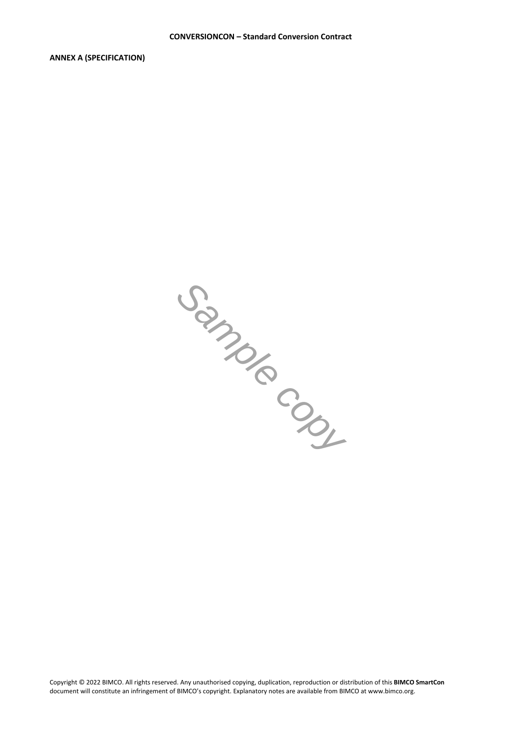**ANNEX A (SPECIFICATION)**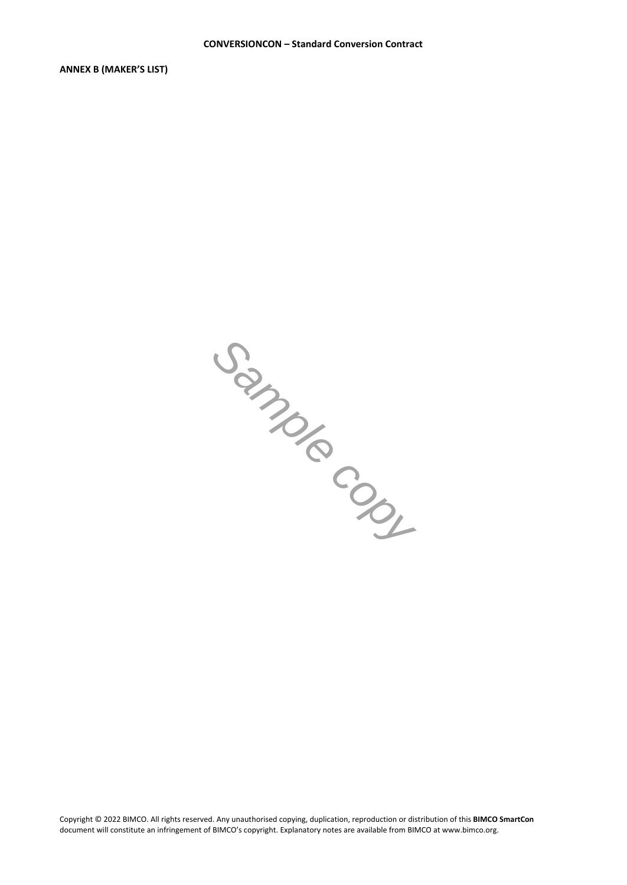**ANNEX B (MAKER'S LIST)**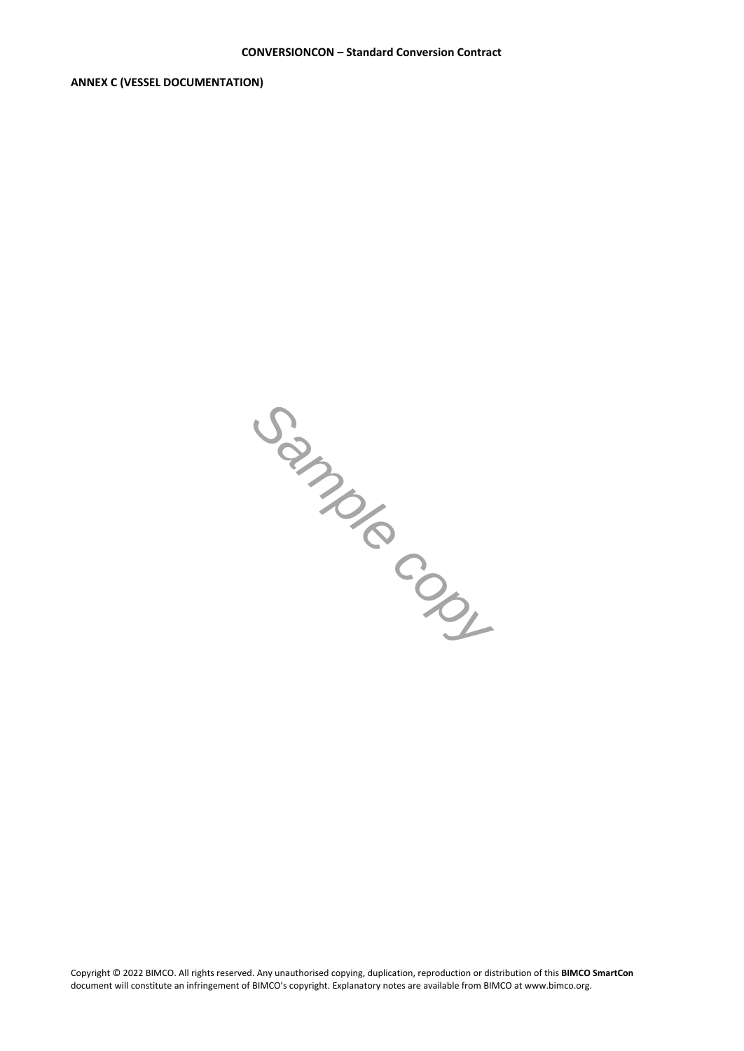**ANNEX C (VESSEL DOCUMENTATION)**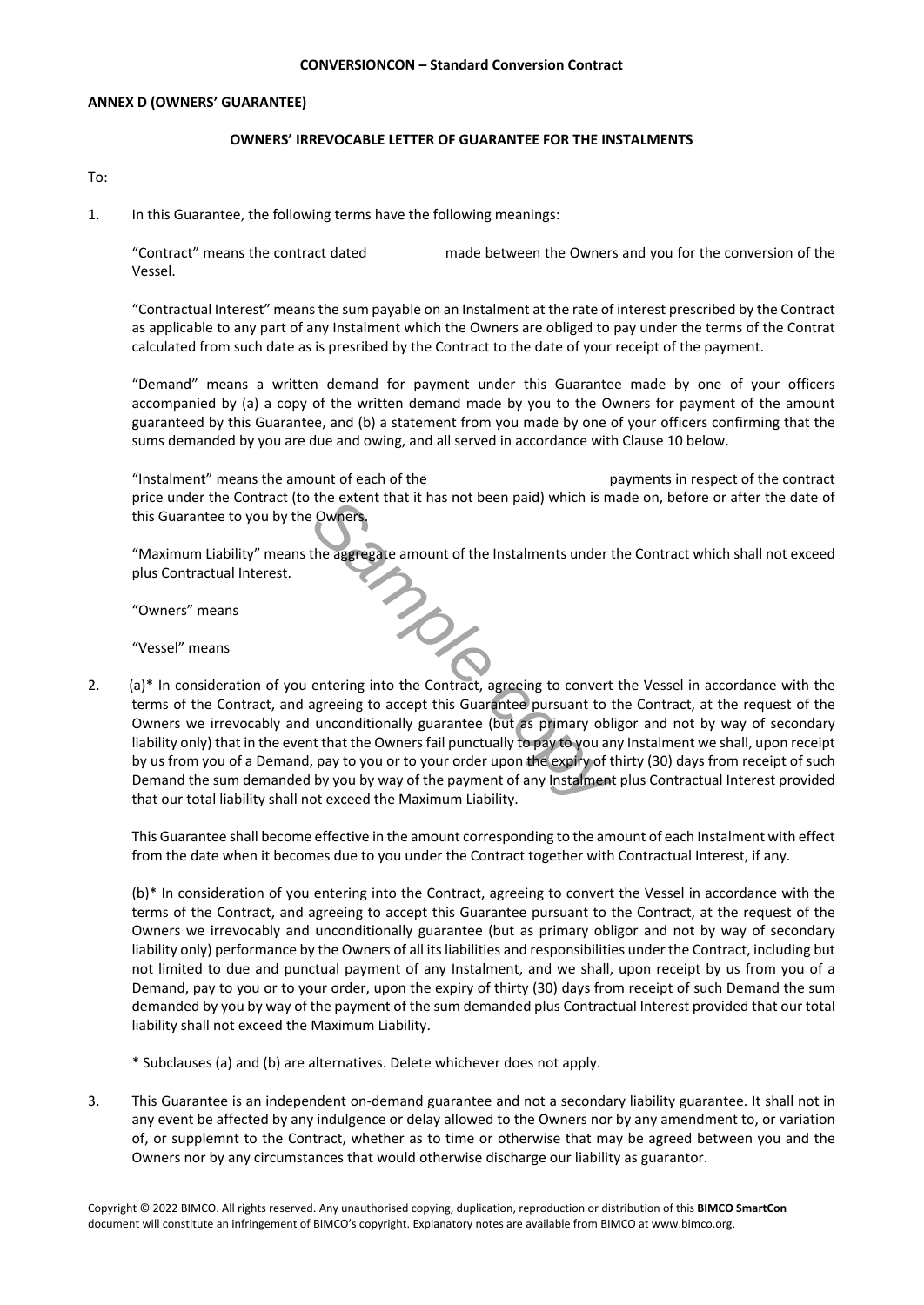**CONVERSIONCON – Standard Conversion Contract**

**ANNEX D (OWNERS' GUARANTEE)**

**OWNERS' IRREVOCABLE LETTER OF GUARANTEE FOR THE INSTALMENTS**

To:

1. In this Guarantee, the following terms have the following meanings:

   "Contract" means the contract dated made between the Owners and you for the conversion of the Vessel.

   "Contractual Interest" means the sum payable on an Instalment at the rate of interest prescribed by the Contract as applicable to any part of any Instalment which the Owners are obliged to pay under the terms of the Contrat calculated from such date as is presribed by the Contract to the date of your receipt of the payment.

   "Demand" means a written demand for payment under this Guarantee made by one of your officers accompanied by (a) a copy of the written demand made by you to the Owners for payment of the amount guaranteed by this Guarantee, and (b) a statement from you made by one of your officers confirming that the sums demanded by you are due and owing, and all served in accordance with Clause 10 below.

   "Instalment" means the amount of each of the payments in respect of the contract price under the Contract (to the extent that it has not been paid) which is made on, before or after the date of this Guarantee to you by the Owners.

   "Maximum Liability" means the aggregate amount of the Instalments under the Contract which shall not exceed plus Contractual Interest.

   "Owners" means

   "Vessel" means

2. (a)* In consideration of you entering into the Contract, agreeing to convert the Vessel in accordance with the terms of the Contract, and agreeing to accept this Guarantee pursuant to the Contract, at the request of the Owners we irrevocably and unconditionally guarantee (but as primary obligor and not by way of secondary liability only) that in the event that the Owners fail punctually to pay to you any Instalment we shall, upon receipt by us from you of a Demand, pay to you or to your order upon the expiry of thirty (30) days from receipt of such Demand the sum demanded by you by way of the payment of any Instalment plus Contractual Interest provided that our total liability shall not exceed the Maximum Liability.

   This Guarantee shall become effective in the amount corresponding to the amount of each Instalment with effect from the date when it becomes due to you under the Contract together with Contractual Interest, if any.

   (b)* In consideration of you entering into the Contract, agreeing to convert the Vessel in accordance with the terms of the Contract, and agreeing to accept this Guarantee pursuant to the Contract, at the request of the Owners we irrevocably and unconditionally guarantee (but as primary obligor and not by way of secondary liability only) performance by the Owners of all its liabilities and responsibilities under the Contract, including but not limited to due and punctual payment of any Instalment, and we shall, upon receipt by us from you of a Demand, pay to you or to your order, upon the expiry of thirty (30) days from receipt of such Demand the sum demanded by you by way of the payment of the sum demanded plus Contractual Interest provided that our total liability shall not exceed the Maximum Liability.

   * Subclauses (a) and (b) are alternatives. Delete whichever does not apply.

3. This Guarantee is an independent on-demand guarantee and not a secondary liability guarantee. It shall not in any event be affected by any indulgence or delay allowed to the Owners nor by any amendment to, or variation of, or supplemnt to the Contract, whether as to time or otherwise that may be agreed between you and the Owners nor by any circumstances that would otherwise discharge our liability as guarantor.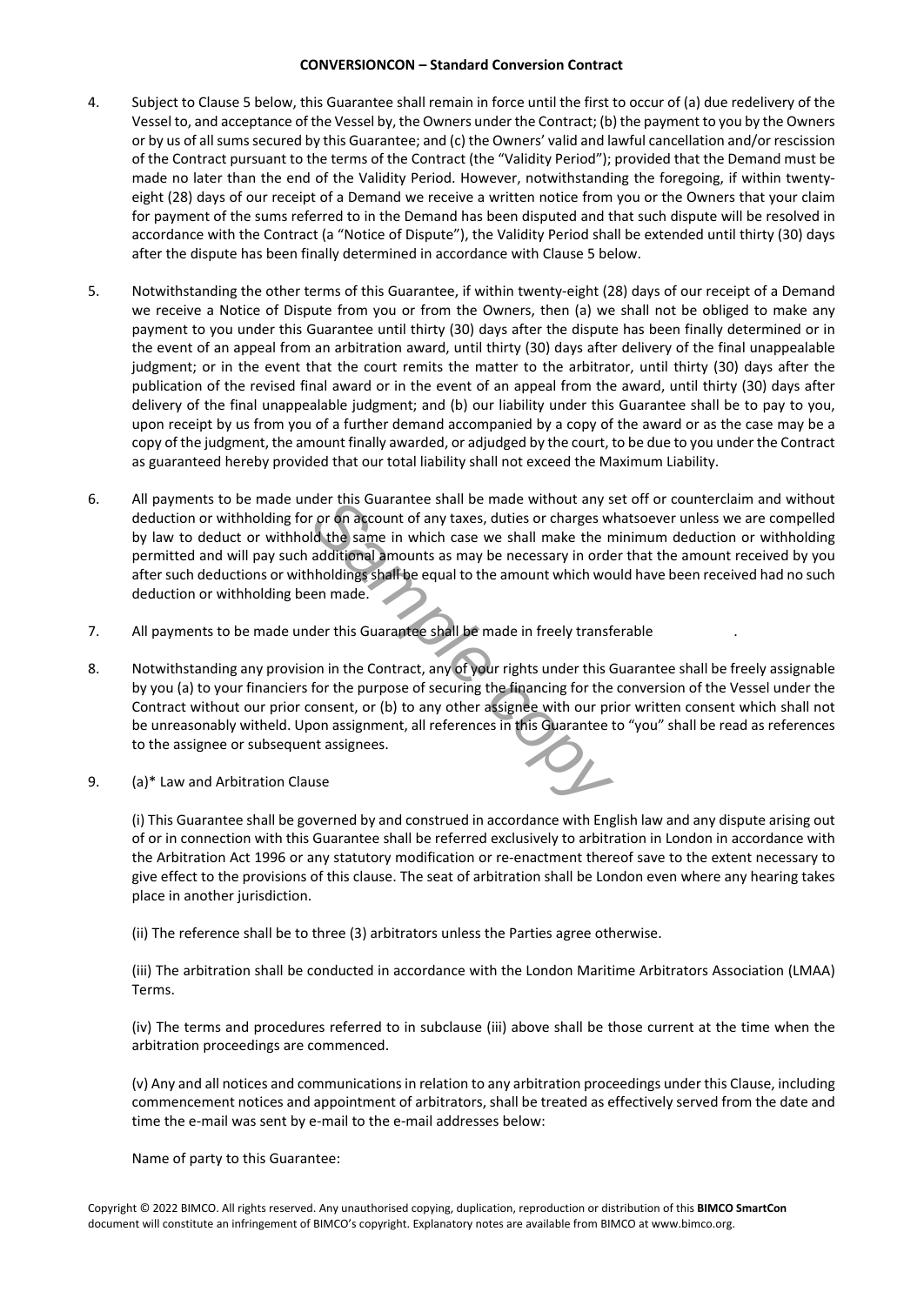4. Subject to Clause 5 below, this Guarantee shall remain in force until the first to occur of (a) due redelivery of the Vessel to, and acceptance of the Vessel by, the Owners under the Contract; (b) the payment to you by the Owners or by us of all sums secured by this Guarantee; and (c) the Owners' valid and lawful cancellation and/or rescission of the Contract pursuant to the terms of the Contract (the "Validity Period"); provided that the Demand must be made no later than the end of the Validity Period. However, notwithstanding the foregoing, if within twenty-eight (28) days of our receipt of a Demand we receive a written notice from you or the Owners that your claim for payment of the sums referred to in the Demand has been disputed and that such dispute will be resolved in accordance with the Contract (a "Notice of Dispute"), the Validity Period shall be extended until thirty (30) days after the dispute has been finally determined in accordance with Clause 5 below.

5. Notwithstanding the other terms of this Guarantee, if within twenty-eight (28) days of our receipt of a Demand we receive a Notice of Dispute from you or from the Owners, then (a) we shall not be obliged to make any payment to you under this Guarantee until thirty (30) days after the dispute has been finally determined or in the event of an appeal from an arbitration award, until thirty (30) days after delivery of the final unappealable judgment; or in the event that the court remits the matter to the arbitrator, until thirty (30) days after the publication of the revised final award or in the event of an appeal from the award, until thirty (30) days after delivery of the final unappealable judgment; and (b) our liability under this Guarantee shall be to pay to you, upon receipt by us from you of a further demand accompanied by a copy of the award or as the case may be a copy of the judgment, the amount finally awarded, or adjudged by the court, to be due to you under the Contract as guaranteed hereby provided that our total liability shall not exceed the Maximum Liability.

6. All payments to be made under this Guarantee shall be made without any set off or counterclaim and without deduction or withholding for or on account of any taxes, duties or charges whatsoever unless we are compelled by law to deduct or withhold the same in which case we shall make the minimum deduction or withholding permitted and will pay such additional amounts as may be necessary in order that the amount received by you after such deductions or withholdings shall be equal to the amount which would have been received had no such deduction or withholding been made.

7. All payments to be made under this Guarantee shall be made in freely transferable .

8. Notwithstanding any provision in the Contract, any of your rights under this Guarantee shall be freely assignable by you (a) to your financiers for the purpose of securing the financing for the conversion of the Vessel under the Contract without our prior consent, or (b) to any other assignee with our prior written consent which shall not be unreasonably witheld. Upon assignment, all references in this Guarantee to "you" shall be read as references to the assignee or subsequent assignees.

9. (a)* Law and Arbitration Clause

   (i) This Guarantee shall be governed by and construed in accordance with English law and any dispute arising out of or in connection with this Guarantee shall be referred exclusively to arbitration in London in accordance with the Arbitration Act 1996 or any statutory modification or re-enactment thereof save to the extent necessary to give effect to the provisions of this clause. The seat of arbitration shall be London even where any hearing takes place in another jurisdiction.

   (ii) The reference shall be to three (3) arbitrators unless the Parties agree otherwise.

   (iii) The arbitration shall be conducted in accordance with the London Maritime Arbitrators Association (LMAA) Terms.

   (iv) The terms and procedures referred to in subclause (iii) above shall be those current at the time when the arbitration proceedings are commenced.

   (v) Any and all notices and communications in relation to any arbitration proceedings under this Clause, including commencement notices and appointment of arbitrators, shall be treated as effectively served from the date and time the e-mail was sent by e-mail to the e-mail addresses below:

   Name of party to this Guarantee: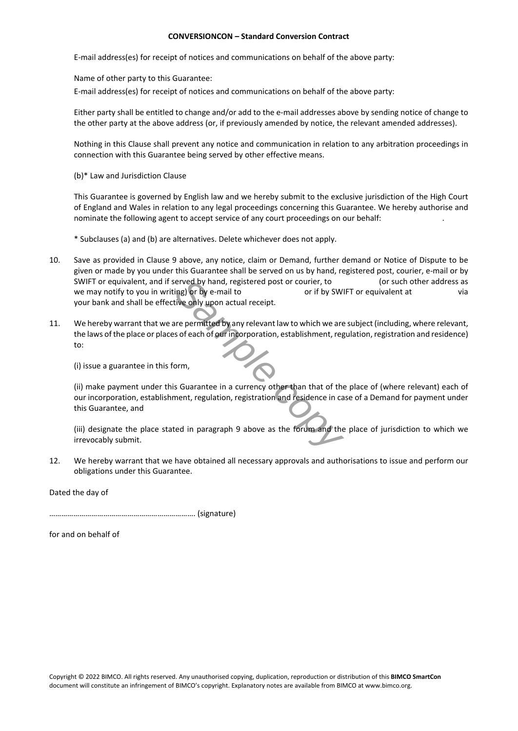E-mail address(es) for receipt of notices and communications on behalf of the above party:

Name of other party to this Guarantee:

E-mail address(es) for receipt of notices and communications on behalf of the above party:

Either party shall be entitled to change and/or add to the e-mail addresses above by sending notice of change to the other party at the above address (or, if previously amended by notice, the relevant amended addresses).

Nothing in this Clause shall prevent any notice and communication in relation to any arbitration proceedings in connection with this Guarantee being served by other effective means.

(b)* Law and Jurisdiction Clause

This Guarantee is governed by English law and we hereby submit to the exclusive jurisdiction of the High Court of England and Wales in relation to any legal proceedings concerning this Guarantee. We hereby authorise and nominate the following agent to accept service of any court proceedings on our behalf: .

* Subclauses (a) and (b) are alternatives. Delete whichever does not apply.

10. Save as provided in Clause 9 above, any notice, claim or Demand, further demand or Notice of Dispute to be given or made by you under this Guarantee shall be served on us by hand, registered post, courier, e-mail or by SWIFT or equivalent, and if served by hand, registered post or courier, to (or such other address as we may notify to you in writing) or by e-mail to or if by SWIFT or equivalent at via your bank and shall be effective only upon actual receipt.

11. We hereby warrant that we are permitted by any relevant law to which we are subject (including, where relevant, the laws of the place or places of each of our incorporation, establishment, regulation, registration and residence) to:

    (i) issue a guarantee in this form,

    (ii) make payment under this Guarantee in a currency other than that of the place of (where relevant) each of our incorporation, establishment, regulation, registration and residence in case of a Demand for payment under this Guarantee, and

    (iii) designate the place stated in paragraph 9 above as the forum and the place of jurisdiction to which we irrevocably submit.

12. We hereby warrant that we have obtained all necessary approvals and authorisations to issue and perform our obligations under this Guarantee.

Dated the day of

……………………………………………………………. (signature)

for and on behalf of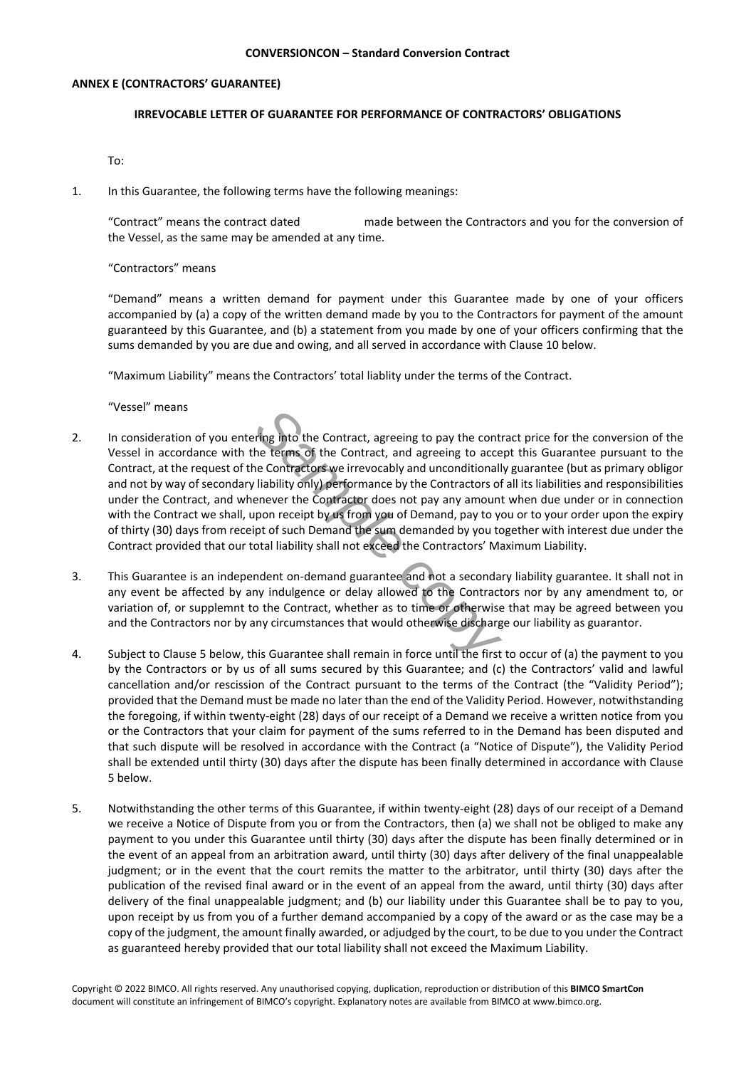## ANNEX E (CONTRACTORS' GUARANTEE)

### IRREVOCABLE LETTER OF GUARANTEE FOR PERFORMANCE OF CONTRACTORS' OBLIGATIONS

To:

1. In this Guarantee, the following terms have the following meanings:

   "Contract" means the contract dated made between the Contractors and you for the conversion of the Vessel, as the same may be amended at any time.

   "Contractors" means

   "Demand" means a written demand for payment under this Guarantee made by one of your officers accompanied by (a) a copy of the written demand made by you to the Contractors for payment of the amount guaranteed by this Guarantee, and (b) a statement from you made by one of your officers confirming that the sums demanded by you are due and owing, and all served in accordance with Clause 10 below.

   "Maximum Liability" means the Contractors' total liablity under the terms of the Contract.

   "Vessel" means

2. In consideration of you entering into the Contract, agreeing to pay the contract price for the conversion of the Vessel in accordance with the terms of the Contract, and agreeing to accept this Guarantee pursuant to the Contract, at the request of the Contractors we irrevocably and unconditionally guarantee (but as primary obligor and not by way of secondary liability only) performance by the Contractors of all its liabilities and responsibilities under the Contract, and whenever the Contractor does not pay any amount when due under or in connection with the Contract we shall, upon receipt by us from you of Demand, pay to you or to your order upon the expiry of thirty (30) days from receipt of such Demand the sum demanded by you together with interest due under the Contract provided that our total liability shall not exceed the Contractors' Maximum Liability.

3. This Guarantee is an independent on-demand guarantee and not a secondary liability guarantee. It shall not in any event be affected by any indulgence or delay allowed to the Contractors nor by any amendment to, or variation of, or supplemnt to the Contract, whether as to time or otherwise that may be agreed between you and the Contractors nor by any circumstances that would otherwise discharge our liability as guarantor.

4. Subject to Clause 5 below, this Guarantee shall remain in force until the first to occur of (a) the payment to you by the Contractors or by us of all sums secured by this Guarantee; and (c) the Contractors' valid and lawful cancellation and/or rescission of the Contract pursuant to the terms of the Contract (the "Validity Period"); provided that the Demand must be made no later than the end of the Validity Period. However, notwithstanding the foregoing, if within twenty-eight (28) days of our receipt of a Demand we receive a written notice from you or the Contractors that your claim for payment of the sums referred to in the Demand has been disputed and that such dispute will be resolved in accordance with the Contract (a "Notice of Dispute"), the Validity Period shall be extended until thirty (30) days after the dispute has been finally determined in accordance with Clause 5 below.

5. Notwithstanding the other terms of this Guarantee, if within twenty-eight (28) days of our receipt of a Demand we receive a Notice of Dispute from you or from the Contractors, then (a) we shall not be obliged to make any payment to you under this Guarantee until thirty (30) days after the dispute has been finally determined or in the event of an appeal from an arbitration award, until thirty (30) days after delivery of the final unappealable judgment; or in the event that the court remits the matter to the arbitrator, until thirty (30) days after the publication of the revised final award or in the event of an appeal from the award, until thirty (30) days after delivery of the final unappealable judgment; and (b) our liability under this Guarantee shall be to pay to you, upon receipt by us from you of a further demand accompanied by a copy of the award or as the case may be a copy of the judgment, the amount finally awarded, or adjudged by the court, to be due to you under the Contract as guaranteed hereby provided that our total liability shall not exceed the Maximum Liability.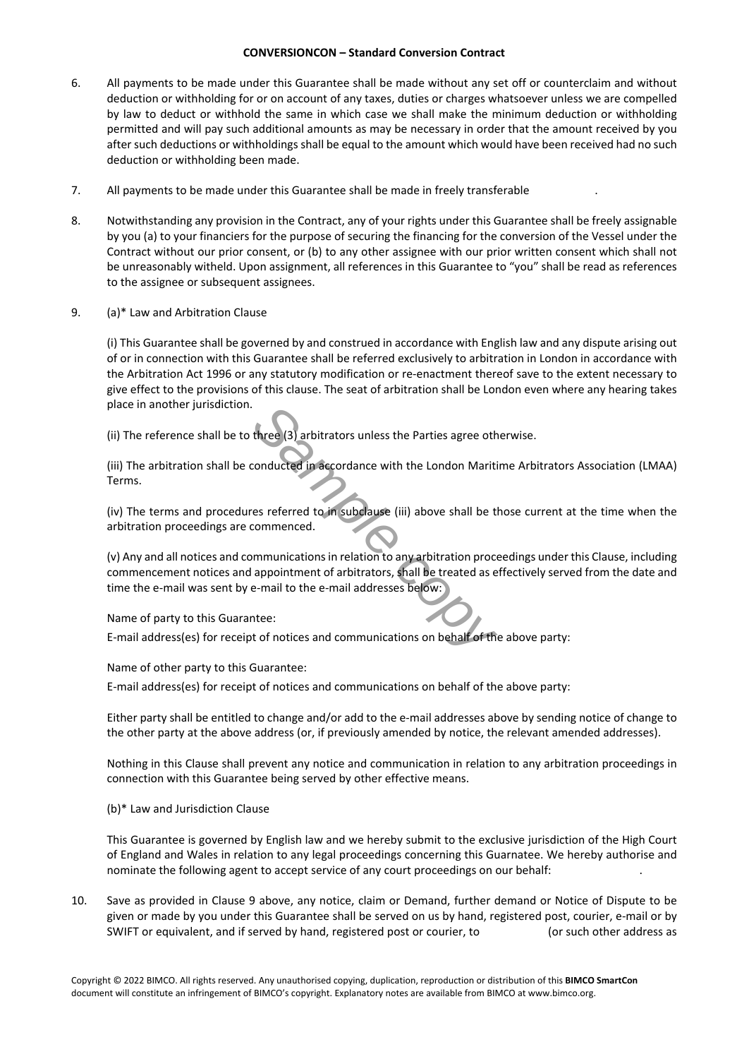6. All payments to be made under this Guarantee shall be made without any set off or counterclaim and without deduction or withholding for or on account of any taxes, duties or charges whatsoever unless we are compelled by law to deduct or withhold the same in which case we shall make the minimum deduction or withholding permitted and will pay such additional amounts as may be necessary in order that the amount received by you after such deductions or withholdings shall be equal to the amount which would have been received had no such deduction or withholding been made.

7. All payments to be made under this Guarantee shall be made in freely transferable .

8. Notwithstanding any provision in the Contract, any of your rights under this Guarantee shall be freely assignable by you (a) to your financiers for the purpose of securing the financing for the conversion of the Vessel under the Contract without our prior consent, or (b) to any other assignee with our prior written consent which shall not be unreasonably witheld. Upon assignment, all references in this Guarantee to "you" shall be read as references to the assignee or subsequent assignees.

9. (a)* Law and Arbitration Clause

   (i) This Guarantee shall be governed by and construed in accordance with English law and any dispute arising out of or in connection with this Guarantee shall be referred exclusively to arbitration in London in accordance with the Arbitration Act 1996 or any statutory modification or re-enactment thereof save to the extent necessary to give effect to the provisions of this clause. The seat of arbitration shall be London even where any hearing takes place in another jurisdiction.

   (ii) The reference shall be to three (3) arbitrators unless the Parties agree otherwise.

   (iii) The arbitration shall be conducted in accordance with the London Maritime Arbitrators Association (LMAA) Terms.

   (iv) The terms and procedures referred to in subclause (iii) above shall be those current at the time when the arbitration proceedings are commenced.

   (v) Any and all notices and communications in relation to any arbitration proceedings under this Clause, including commencement notices and appointment of arbitrators, shall be treated as effectively served from the date and time the e-mail was sent by e-mail to the e-mail addresses below:

   Name of party to this Guarantee:

   E-mail address(es) for receipt of notices and communications on behalf of the above party:

   Name of other party to this Guarantee:

   E-mail address(es) for receipt of notices and communications on behalf of the above party:

   Either party shall be entitled to change and/or add to the e-mail addresses above by sending notice of change to the other party at the above address (or, if previously amended by notice, the relevant amended addresses).

   Nothing in this Clause shall prevent any notice and communication in relation to any arbitration proceedings in connection with this Guarantee being served by other effective means.

   (b)* Law and Jurisdiction Clause

   This Guarantee is governed by English law and we hereby submit to the exclusive jurisdiction of the High Court of England and Wales in relation to any legal proceedings concerning this Guarnatee. We hereby authorise and nominate the following agent to accept service of any court proceedings on our behalf: .

10. Save as provided in Clause 9 above, any notice, claim or Demand, further demand or Notice of Dispute to be given or made by you under this Guarantee shall be served on us by hand, registered post, courier, e-mail or by SWIFT or equivalent, and if served by hand, registered post or courier, to (or such other address as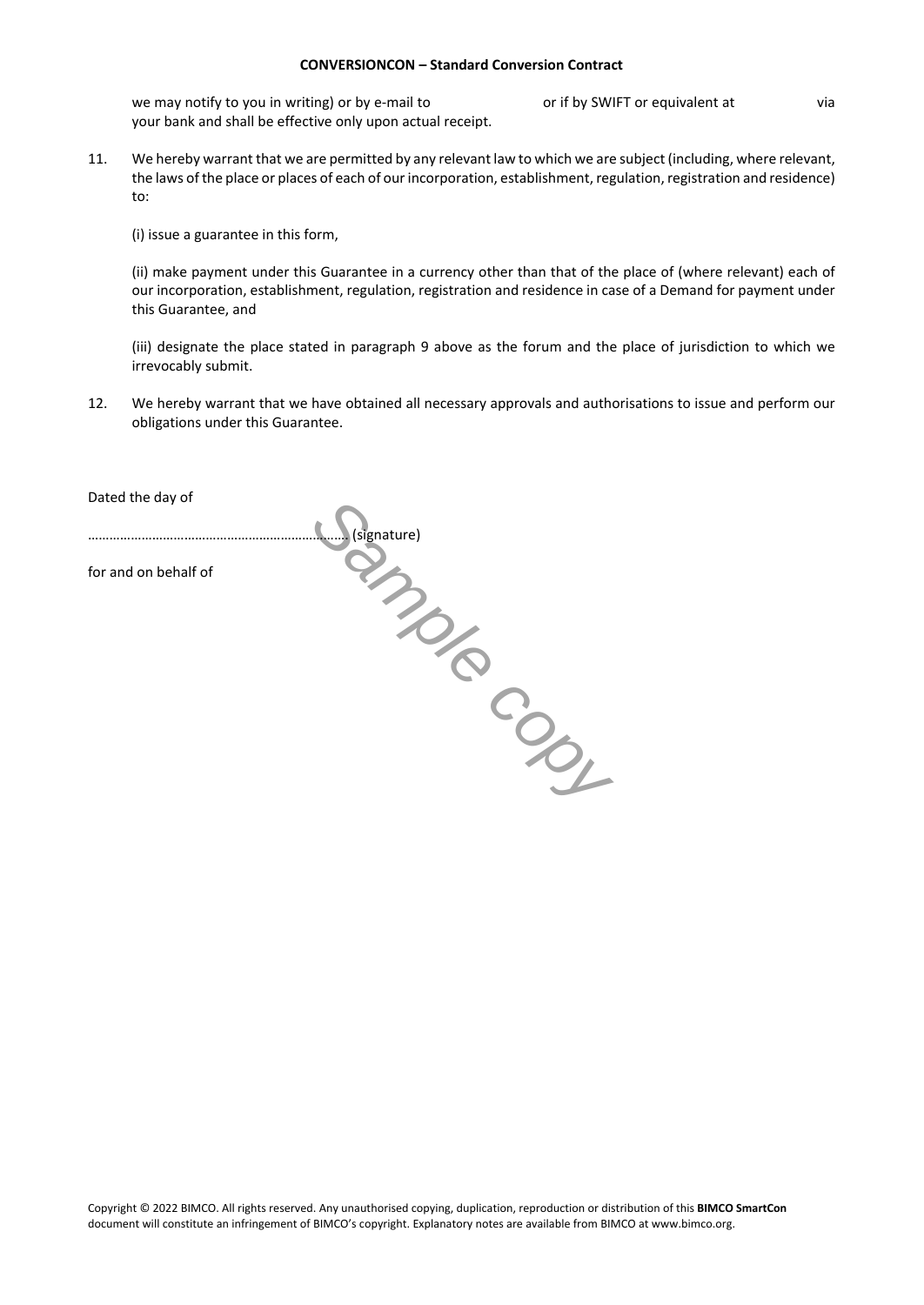we may notify to you in writing) or by e-mail to or if by SWIFT or equivalent at via your bank and shall be effective only upon actual receipt.

11. We hereby warrant that we are permitted by any relevant law to which we are subject (including, where relevant, the laws of the place or places of each of our incorporation, establishment, regulation, registration and residence) to:

    (i) issue a guarantee in this form,

    (ii) make payment under this Guarantee in a currency other than that of the place of (where relevant) each of our incorporation, establishment, regulation, registration and residence in case of a Demand for payment under this Guarantee, and

    (iii) designate the place stated in paragraph 9 above as the forum and the place of jurisdiction to which we irrevocably submit.

12. We hereby warrant that we have obtained all necessary approvals and authorisations to issue and perform our obligations under this Guarantee.

Dated the day of

……………………………………………………………… (signature)

for and on behalf of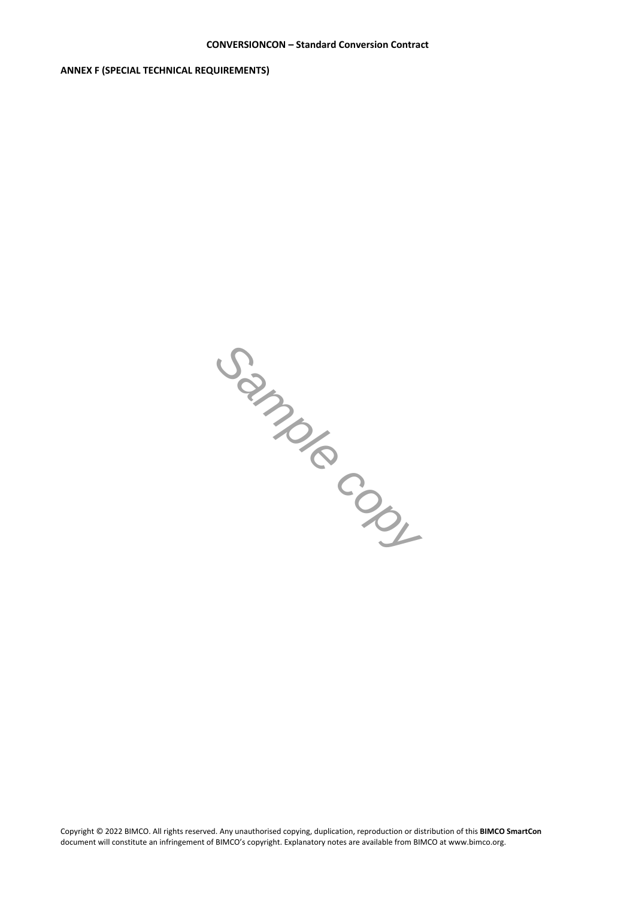**ANNEX F (SPECIAL TECHNICAL REQUIREMENTS)**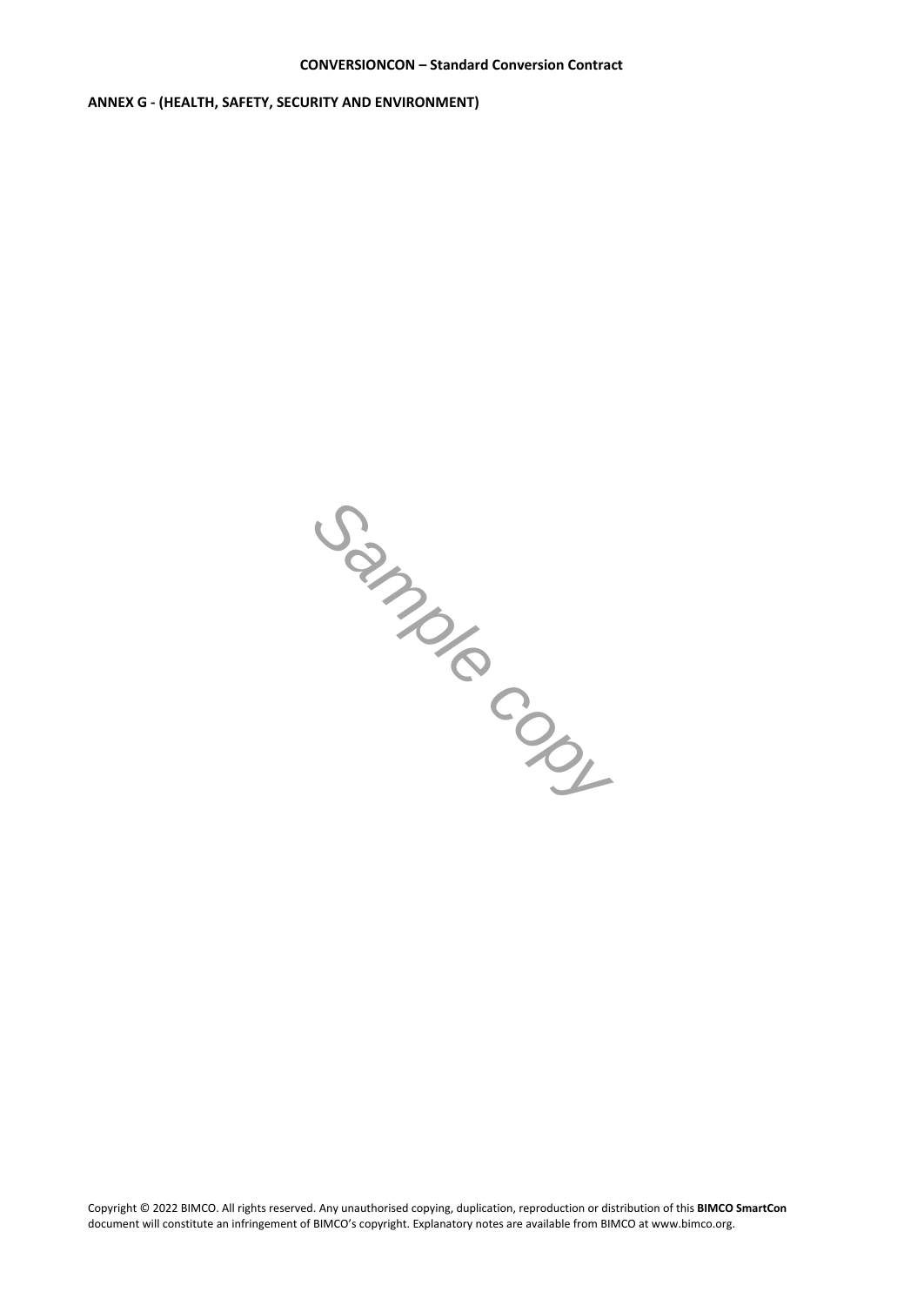**ANNEX G - (HEALTH, SAFETY, SECURITY AND ENVIRONMENT)**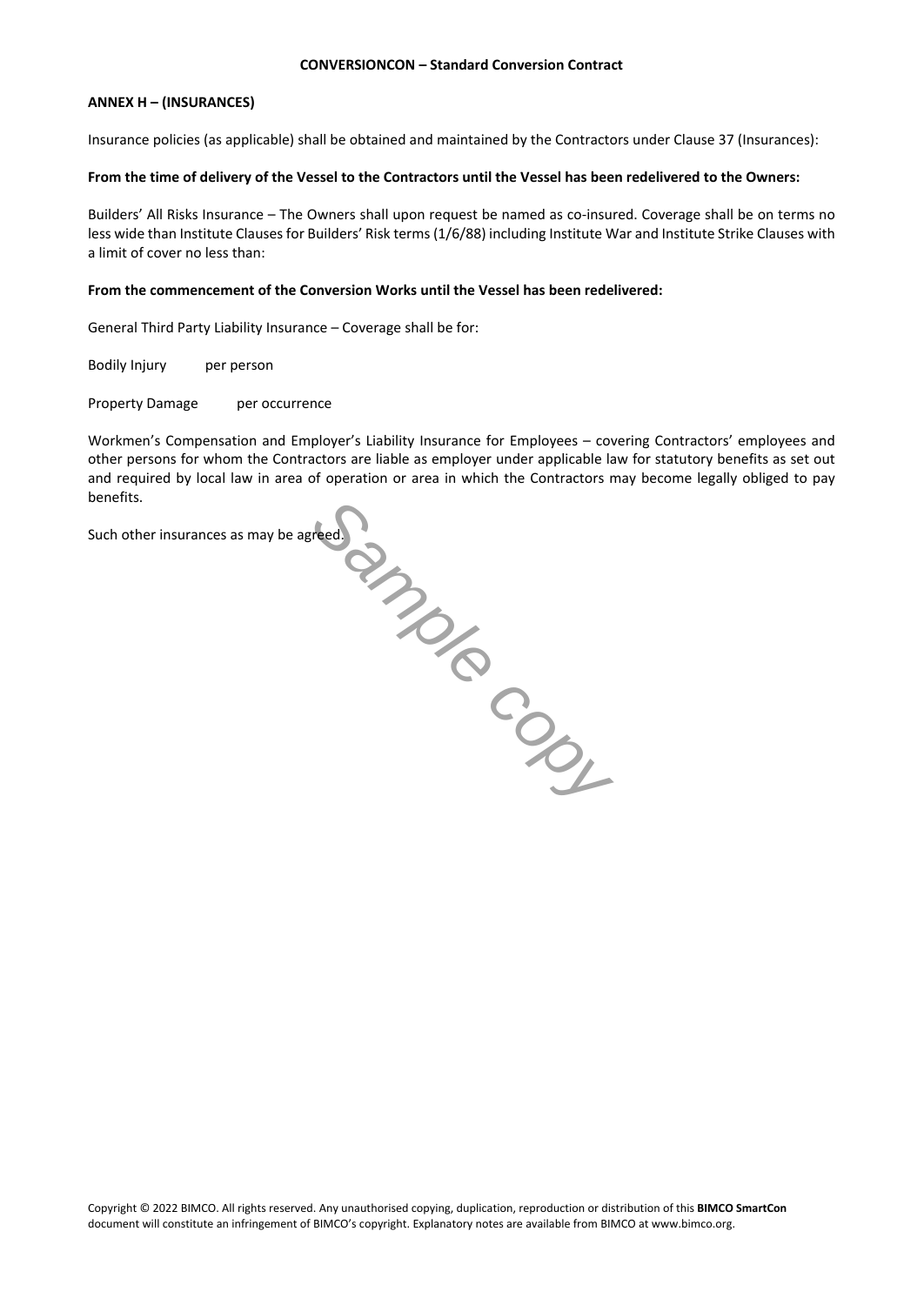## ANNEX H – (INSURANCES)

Insurance policies (as applicable) shall be obtained and maintained by the Contractors under Clause 37 (Insurances):

**From the time of delivery of the Vessel to the Contractors until the Vessel has been redelivered to the Owners:**

Builders' All Risks Insurance – The Owners shall upon request be named as co-insured. Coverage shall be on terms no less wide than Institute Clauses for Builders' Risk terms (1/6/88) including Institute War and Institute Strike Clauses with a limit of cover no less than:

**From the commencement of the Conversion Works until the Vessel has been redelivered:**

General Third Party Liability Insurance – Coverage shall be for:

Bodily Injury per person

Property Damage per occurrence

Workmen's Compensation and Employer's Liability Insurance for Employees – covering Contractors' employees and other persons for whom the Contractors are liable as employer under applicable law for statutory benefits as set out and required by local law in area of operation or area in which the Contractors may become legally obliged to pay benefits.

Such other insurances as may be agreed.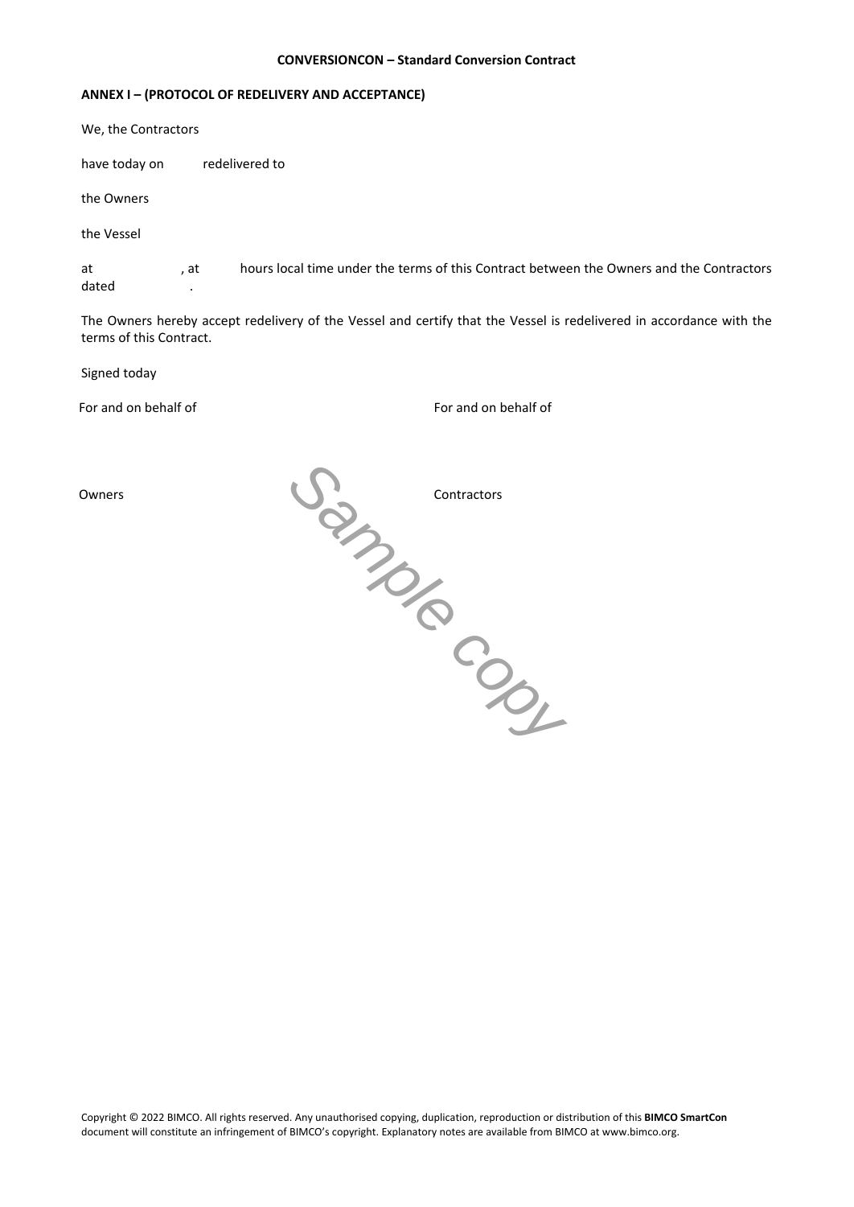**CONVERSIONCON – Standard Conversion Contract**

**ANNEX I – (PROTOCOL OF REDELIVERY AND ACCEPTANCE)**

We, the Contractors

have today on redelivered to

the Owners

the Vessel

at , at hours local time under the terms of this Contract between the Owners and the Contractors dated .

The Owners hereby accept redelivery of the Vessel and certify that the Vessel is redelivered in accordance with the terms of this Contract.

Signed today

For and on behalf of

Owners

For and on behalf of

Contractors

Sample copy

Copyright © 2022 BIMCO. All rights reserved. Any unauthorised copying, duplication, reproduction or distribution of this **BIMCO SmartCon** document will constitute an infringement of BIMCO's copyright. Explanatory notes are available from BIMCO at www.bimco.org.